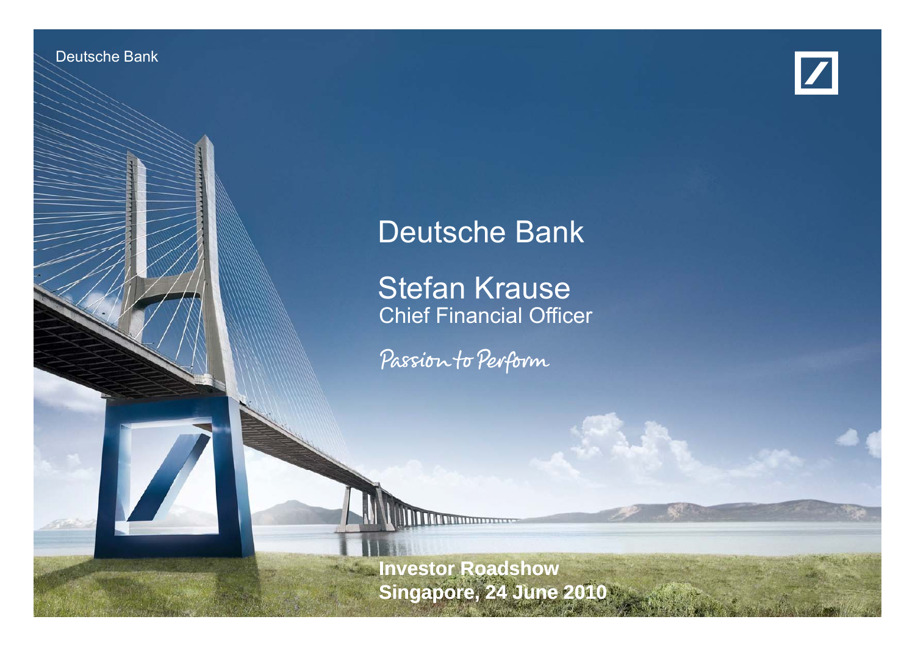Deutsche Bank

# Deutsche Bank

## Stefan Krause
Chief Financial Officer

*Passion to Perform*

**Investor Roadshow**
**Singapore, 24 June 2010**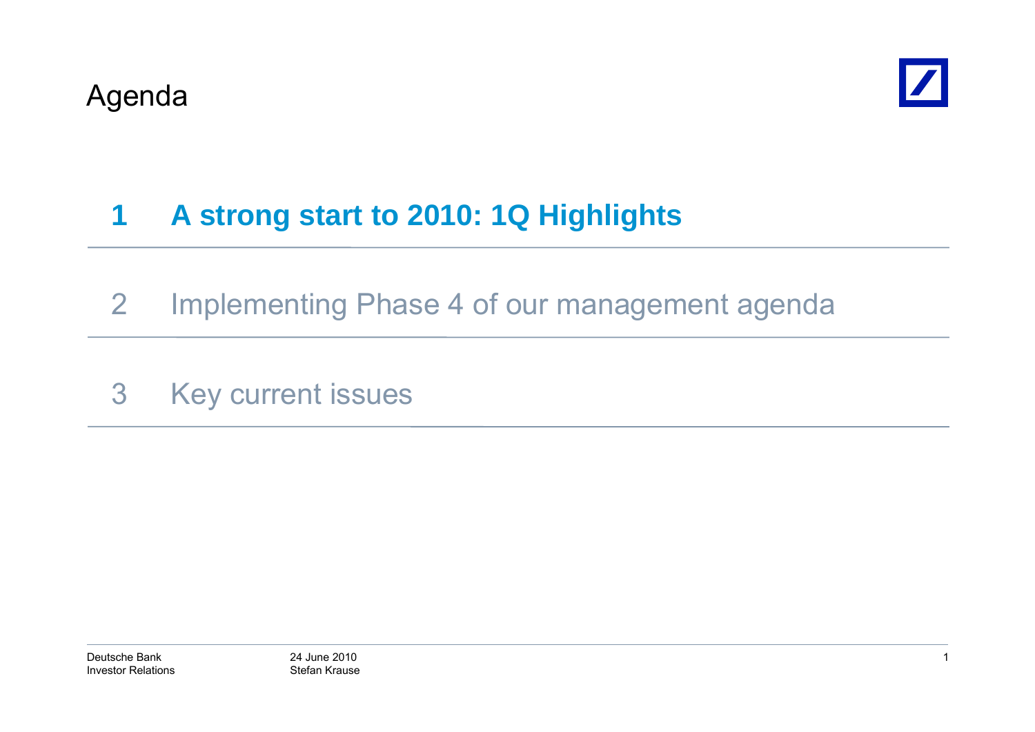# Agenda

1 **A strong start to 2010: 1Q Highlights**

2 Implementing Phase 4 of our management agenda

3 Key current issues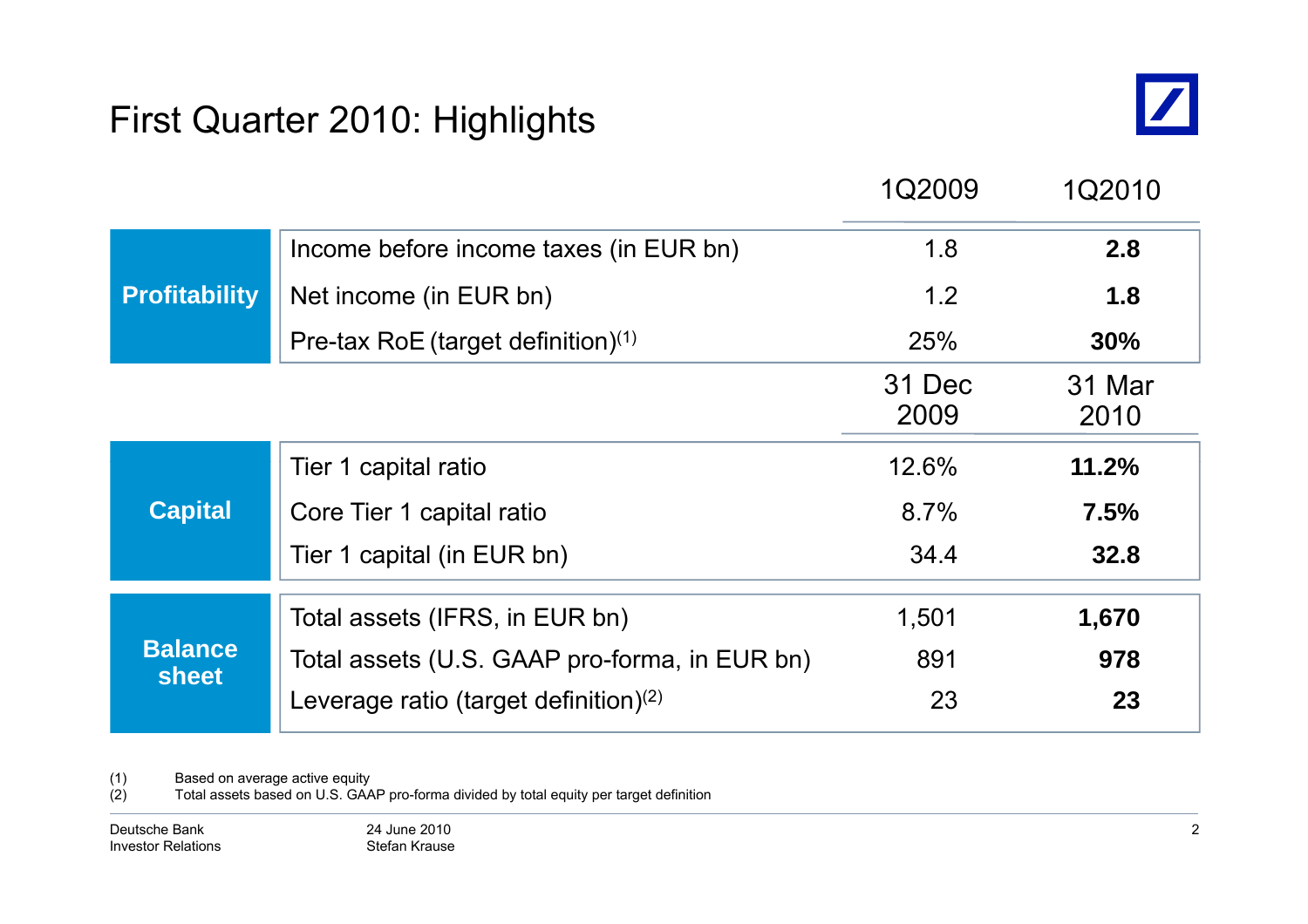# First Quarter 2010: Highlights

| | | 1Q2009 | 1Q2010 |
|---|---|---|---|
| Profitability | Income before income taxes (in EUR bn) | 1.8 | **2.8** |
| | Net income (in EUR bn) | 1.2 | **1.8** |
| | Pre-tax RoE (target definition)(1) | 25% | **30%** |
| | | 31 Dec 2009 | 31 Mar 2010 |
| Capital | Tier 1 capital ratio | 12.6% | **11.2%** |
| | Core Tier 1 capital ratio | 8.7% | **7.5%** |
| | Tier 1 capital (in EUR bn) | 34.4 | **32.8** |
| Balance sheet | Total assets (IFRS, in EUR bn) | 1,501 | **1,670** |
| | Total assets (U.S. GAAP pro-forma, in EUR bn) | 891 | **978** |
| | Leverage ratio (target definition)(2) | 23 | **23** |

(1) Based on average active equity
(2) Total assets based on U.S. GAAP pro-forma divided by total equity per target definition

Deutsche Bank Investor Relations — 24 June 2010, Stefan Krause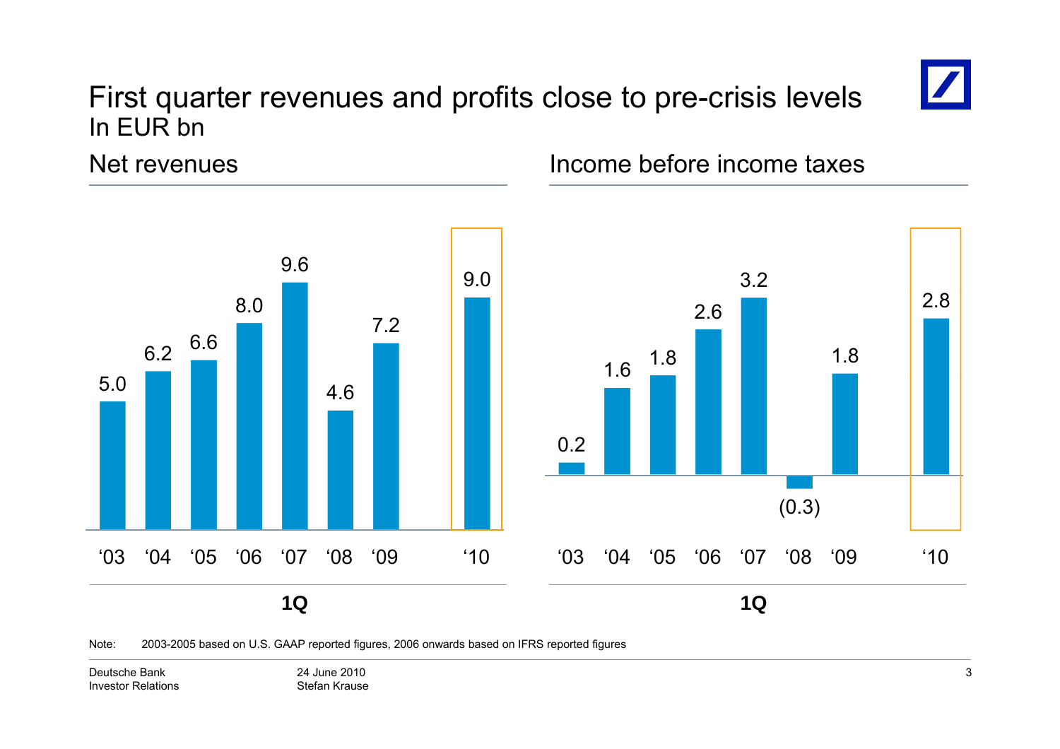# First quarter revenues and profits close to pre-crisis levels

In EUR bn

## Net revenues

| 1Q | '03 | '04 | '05 | '06 | '07 | '08 | '09 | '10 |
|---|---|---|---|---|---|---|---|---|
| Net revenues | 5.0 | 6.2 | 6.6 | 8.0 | 9.6 | 4.6 | 7.2 | 9.0 |

## Income before income taxes

| 1Q | '03 | '04 | '05 | '06 | '07 | '08 | '09 | '10 |
|---|---|---|---|---|---|---|---|---|
| Income before income taxes | 0.2 | 1.6 | 1.8 | 2.6 | 3.2 | (0.3) | 1.8 | 2.8 |

Note: 2003-2005 based on U.S. GAAP reported figures, 2006 onwards based on IFRS reported figures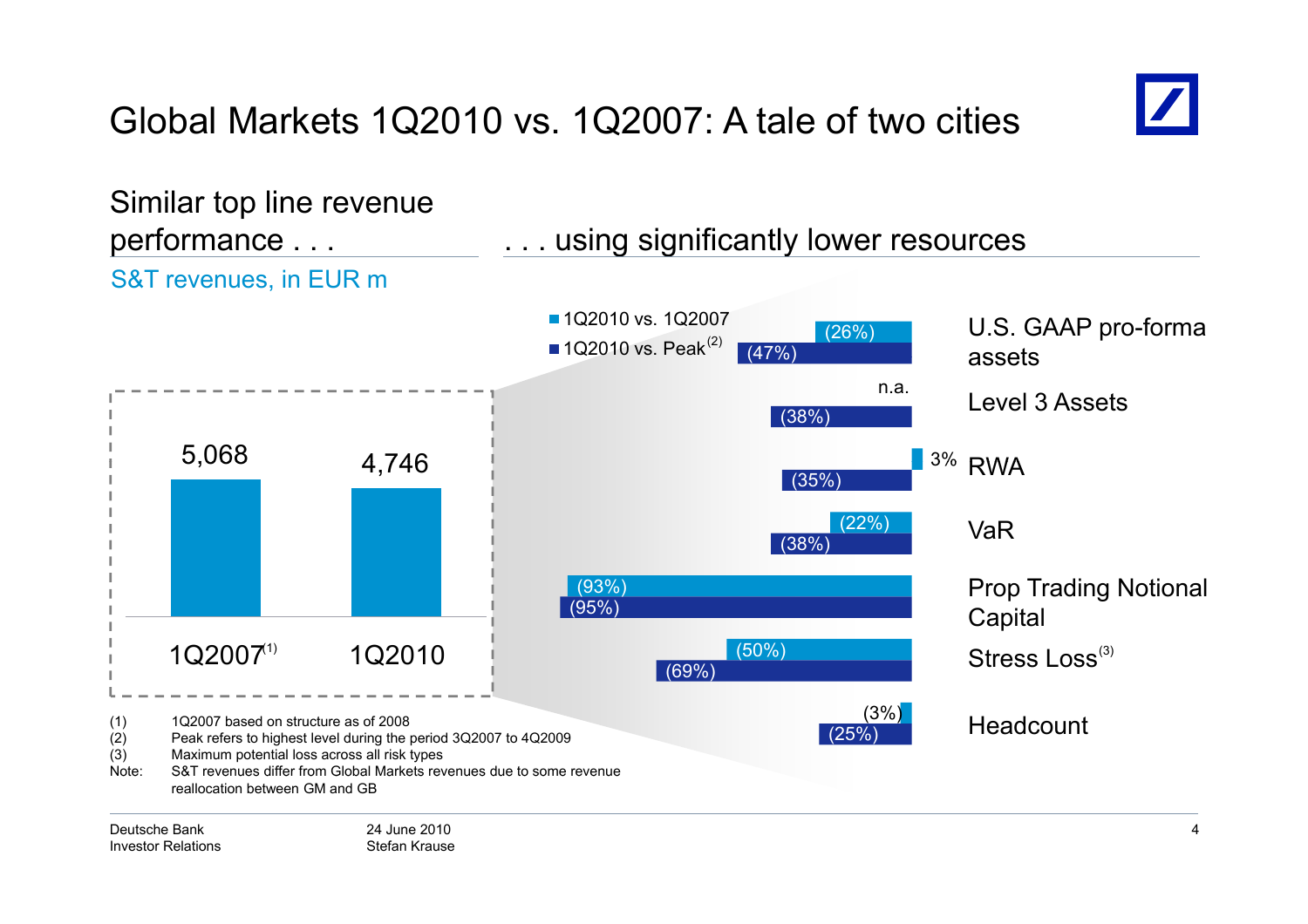# Global Markets 1Q2010 vs. 1Q2007: A tale of two cities

## Similar top line revenue performance . . .

S&T revenues, in EUR m

| 1Q2007(1) | 1Q2010 |
|---|---|
| 5,068 | 4,746 |

## . . . using significantly lower resources

| | 1Q2010 vs. 1Q2007 | 1Q2010 vs. Peak(2) |
|---|---|---|
| U.S. GAAP pro-forma assets | (26%) | (47%) |
| Level 3 Assets | n.a. | (38%) |
| RWA | 3% | (35%) |
| VaR | (22%) | (38%) |
| Prop Trading Notional Capital | (93%) | (95%) |
| Stress Loss(3) | (50%) | (69%) |
| Headcount | (3%) | (25%) |

(1) 1Q2007 based on structure as of 2008
(2) Peak refers to highest level during the period 3Q2007 to 4Q2009
(3) Maximum potential loss across all risk types
Note: S&T revenues differ from Global Markets revenues due to some revenue reallocation between GM and GB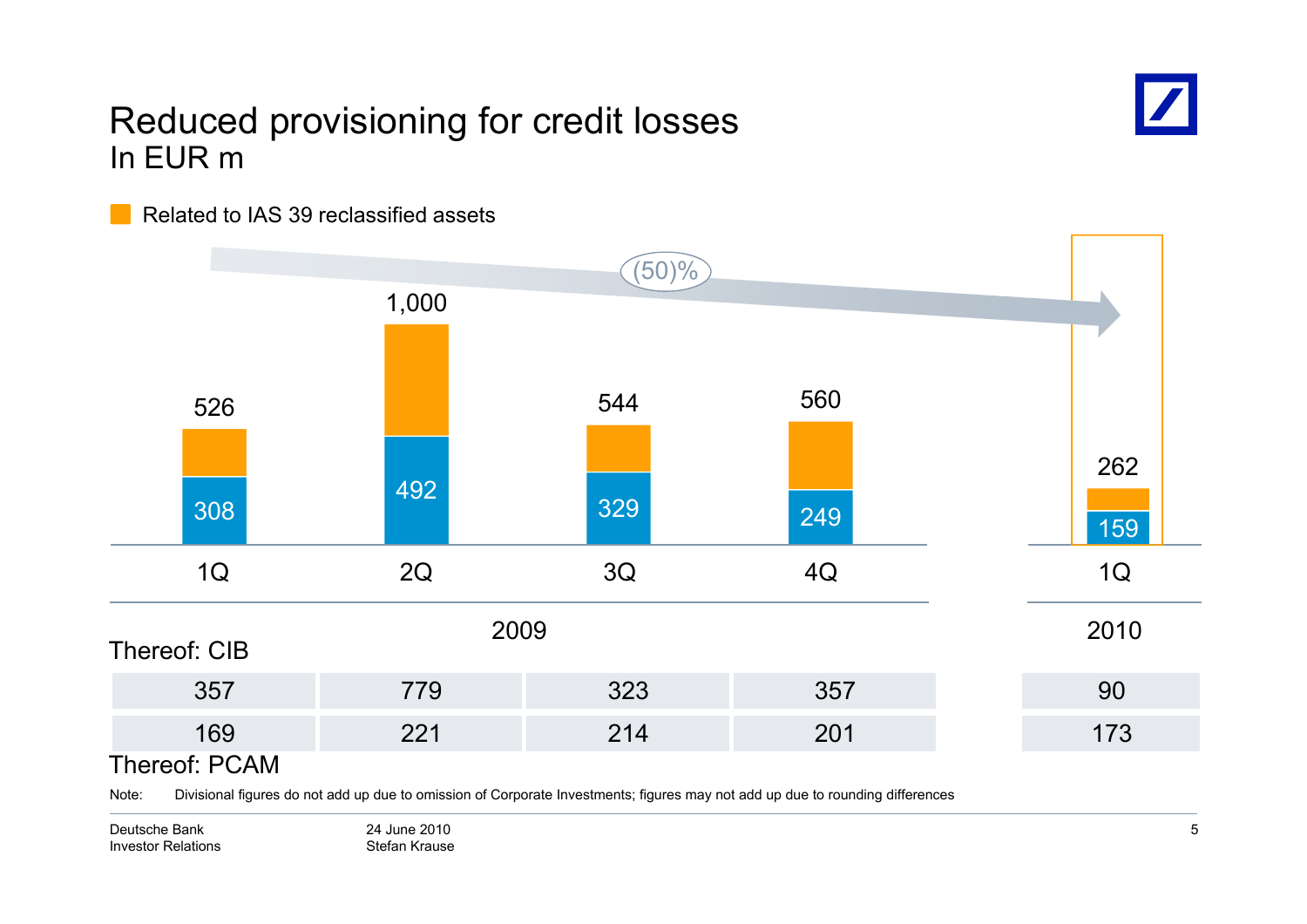# Reduced provisioning for credit losses

In EUR m

■ Related to IAS 39 reclassified assets

(50)%

| | 2009 | | | | 2010 |
|---|---|---|---|---|---|
| | 1Q | 2Q | 3Q | 4Q | 1Q |
| Total | 526 | 1,000 | 544 | 560 | 262 |
| Excluding IAS 39 reclassified assets | 308 | 492 | 329 | 249 | 159 |
| Thereof: CIB | 357 | 779 | 323 | 357 | 90 |
| Thereof: PCAM | 169 | 221 | 214 | 201 | 173 |

Note: Divisional figures do not add up due to omission of Corporate Investments; figures may not add up due to rounding differences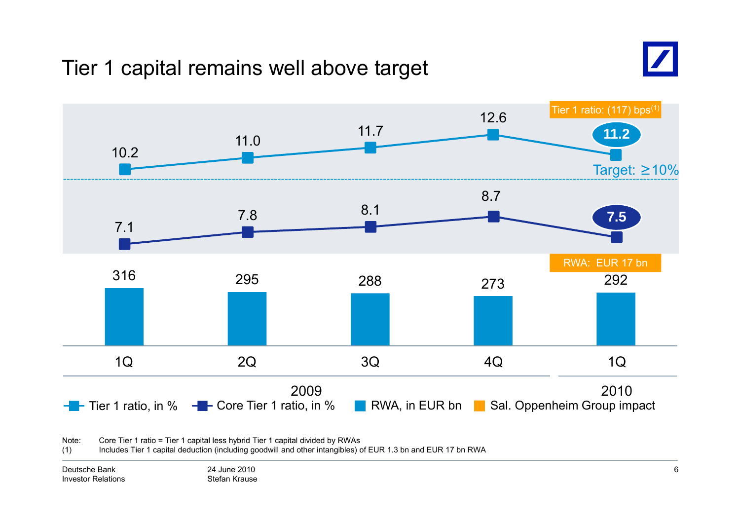# Tier 1 capital remains well above target

| | 1Q 2009 | 2Q 2009 | 3Q 2009 | 4Q 2009 | 1Q 2010 |
|---|---|---|---|---|---|
| Tier 1 ratio, in % | 10.2 | 11.0 | 11.7 | 12.6 | 11.2 |
| Core Tier 1 ratio, in % | 7.1 | 7.8 | 8.1 | 8.7 | 7.5 |
| RWA, in EUR bn | 316 | 295 | 288 | 273 | 292 |

Target: ≥10%

Sal. Oppenheim Group impact (1Q 2010): Tier 1 ratio: (117) bps[(1)]; RWA: EUR 17 bn

Note: Core Tier 1 ratio = Tier 1 capital less hybrid Tier 1 capital divided by RWAs

(1) Includes Tier 1 capital deduction (including goodwill and other intangibles) of EUR 1.3 bn and EUR 17 bn RWA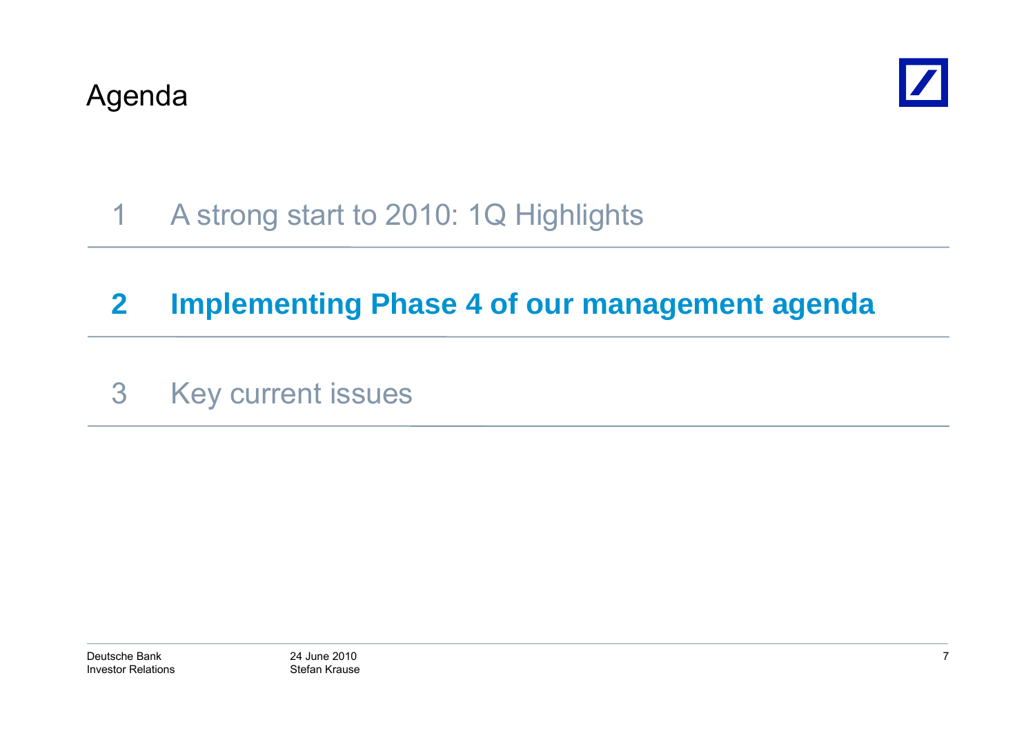# Agenda

1 A strong start to 2010: 1Q Highlights

**2 Implementing Phase 4 of our management agenda**

3 Key current issues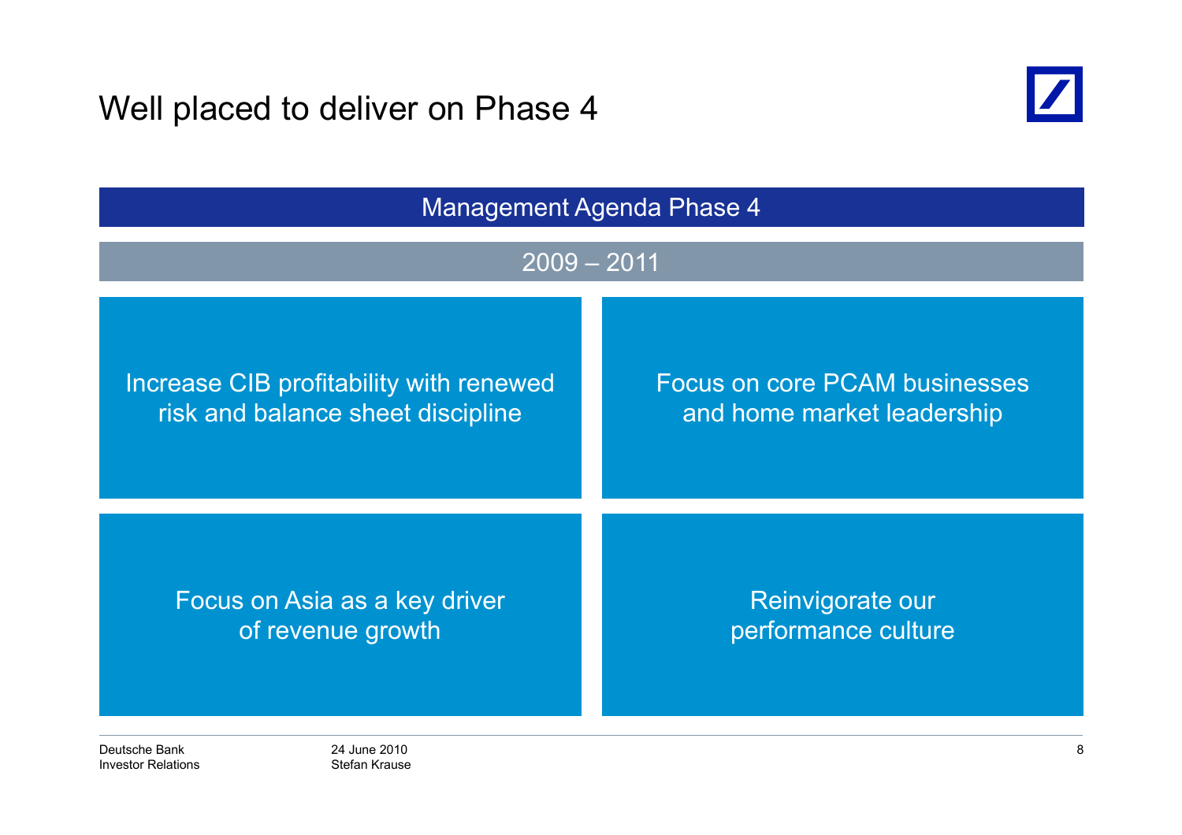# Well placed to deliver on Phase 4

## Management Agenda Phase 4

### 2009 – 2011

Increase CIB profitability with renewed risk and balance sheet discipline

Focus on core PCAM businesses and home market leadership

Focus on Asia as a key driver of revenue growth

Reinvigorate our performance culture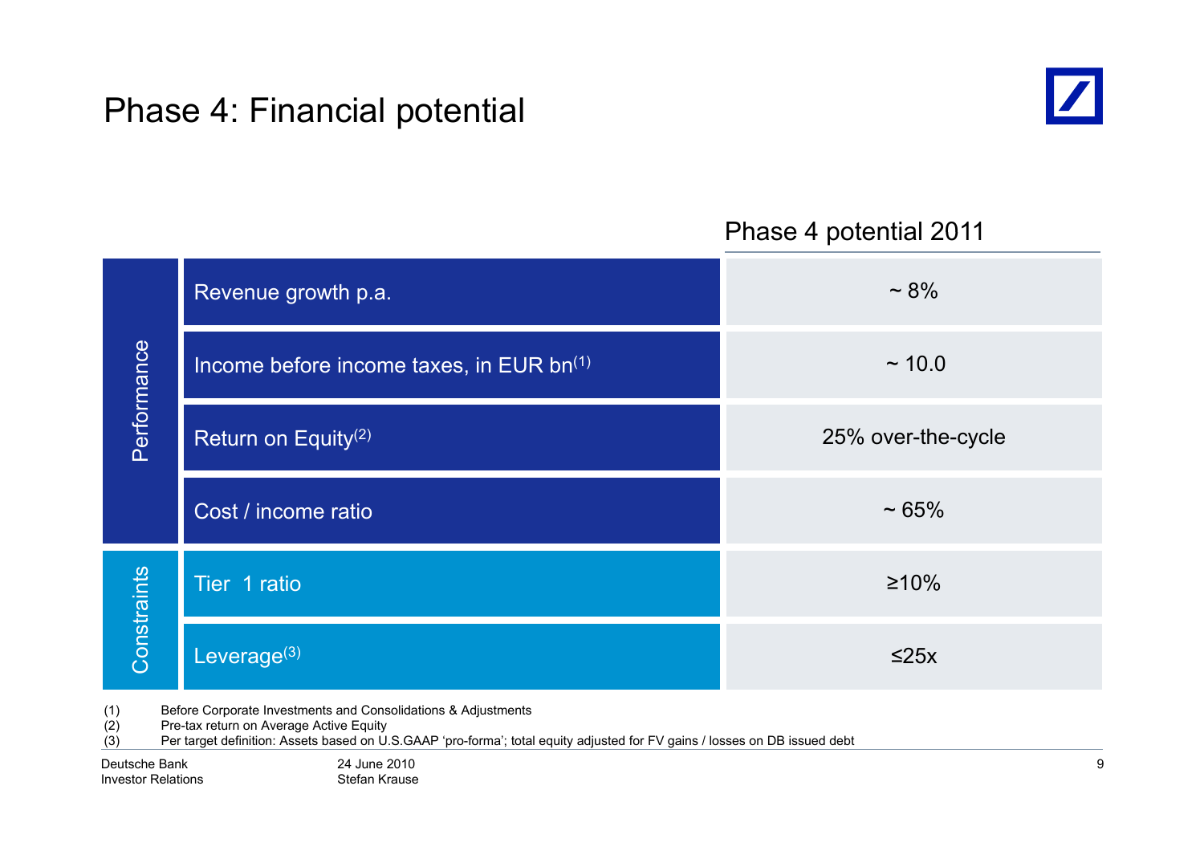# Phase 4: Financial potential

| | | Phase 4 potential 2011 |
|---|---|---|
| Performance | Revenue growth p.a. | ~ 8% |
| | Income before income taxes, in EUR bn[1] | ~ 10.0 |
| | Return on Equity[2] | 25% over-the-cycle |
| | Cost / income ratio | ~ 65% |
| Constraints | Tier 1 ratio | ≥10% |
| | Leverage[3] | ≤25x |

(1) Before Corporate Investments and Consolidations & Adjustments
(2) Pre-tax return on Average Active Equity
(3) Per target definition: Assets based on U.S.GAAP 'pro-forma'; total equity adjusted for FV gains / losses on DB issued debt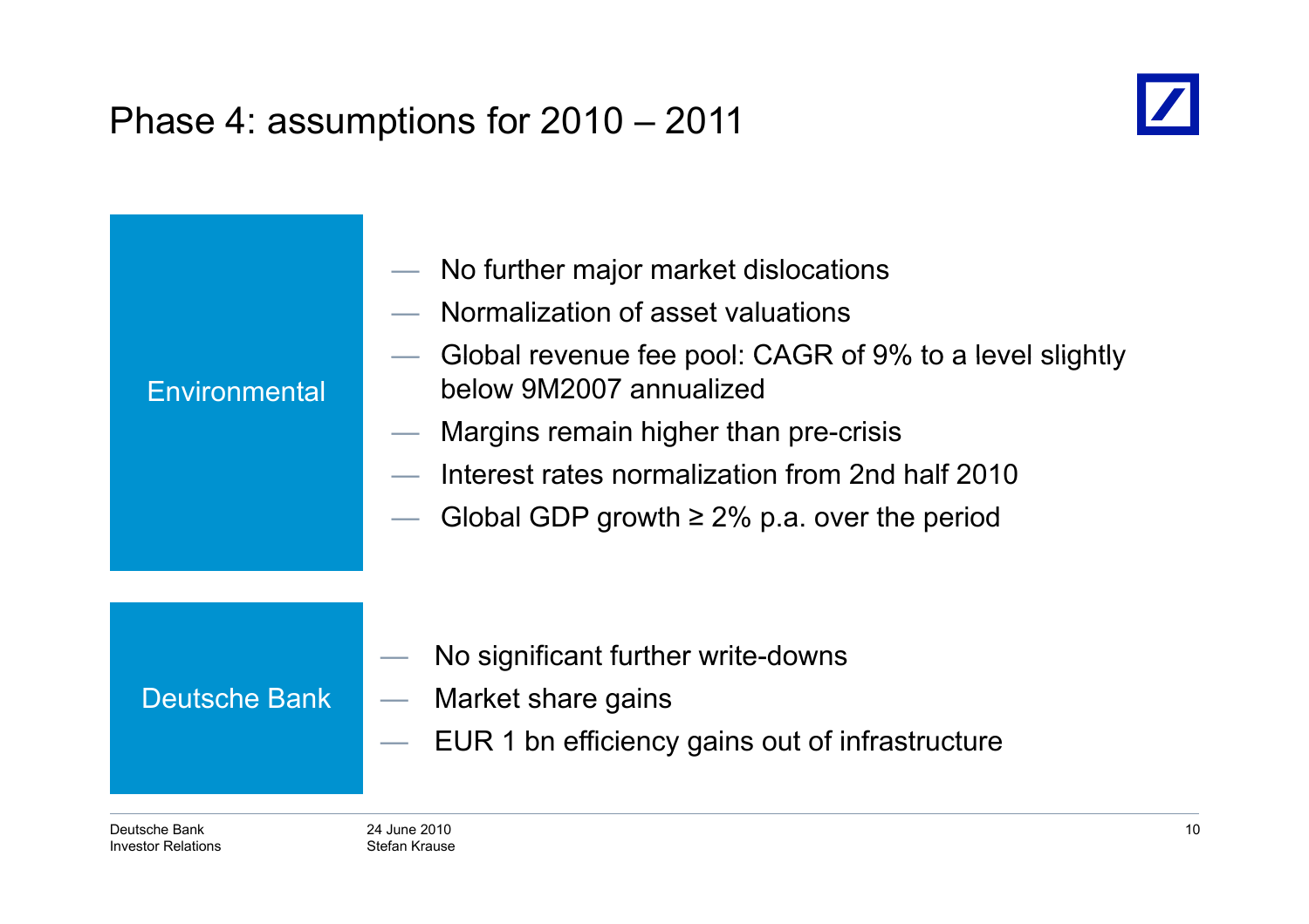# Phase 4: assumptions for 2010 – 2011

**Environmental**

- No further major market dislocations
- Normalization of asset valuations
- Global revenue fee pool: CAGR of 9% to a level slightly below 9M2007 annualized
- Margins remain higher than pre-crisis
- Interest rates normalization from 2nd half 2010
- Global GDP growth ≥ 2% p.a. over the period

**Deutsche Bank**

- No significant further write-downs
- Market share gains
- EUR 1 bn efficiency gains out of infrastructure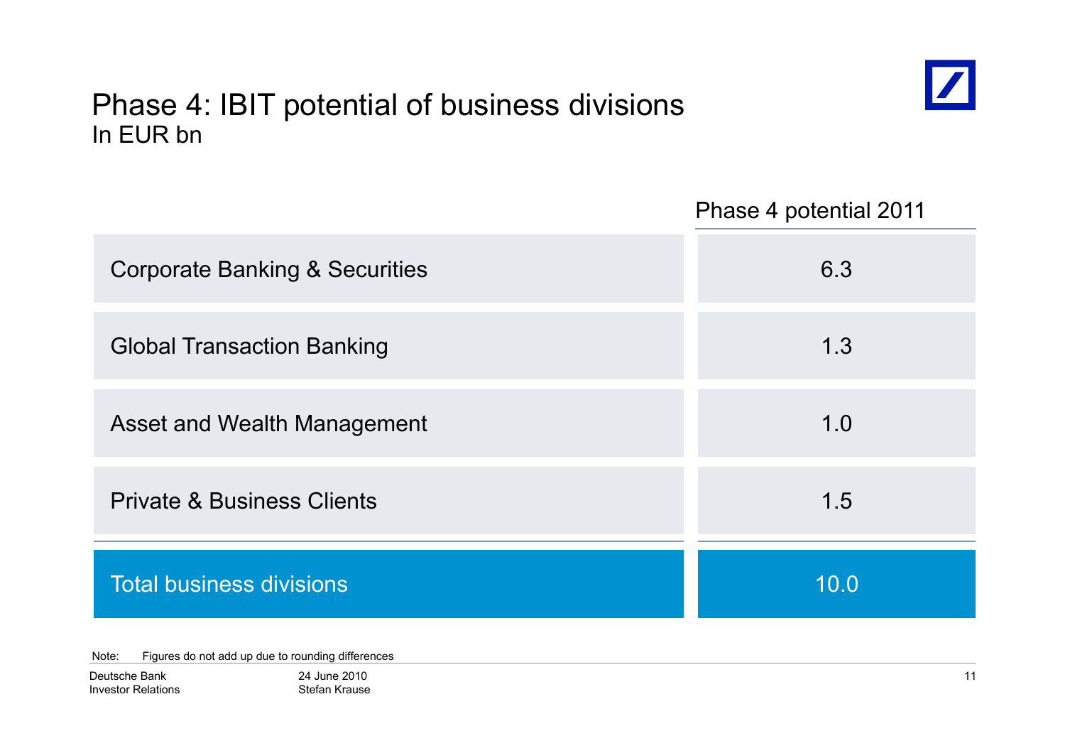# Phase 4: IBIT potential of business divisions

In EUR bn

| | Phase 4 potential 2011 |
|---|---|
| Corporate Banking & Securities | 6.3 |
| Global Transaction Banking | 1.3 |
| Asset and Wealth Management | 1.0 |
| Private & Business Clients | 1.5 |
| **Total business divisions** | **10.0** |

Note: Figures do not add up due to rounding differences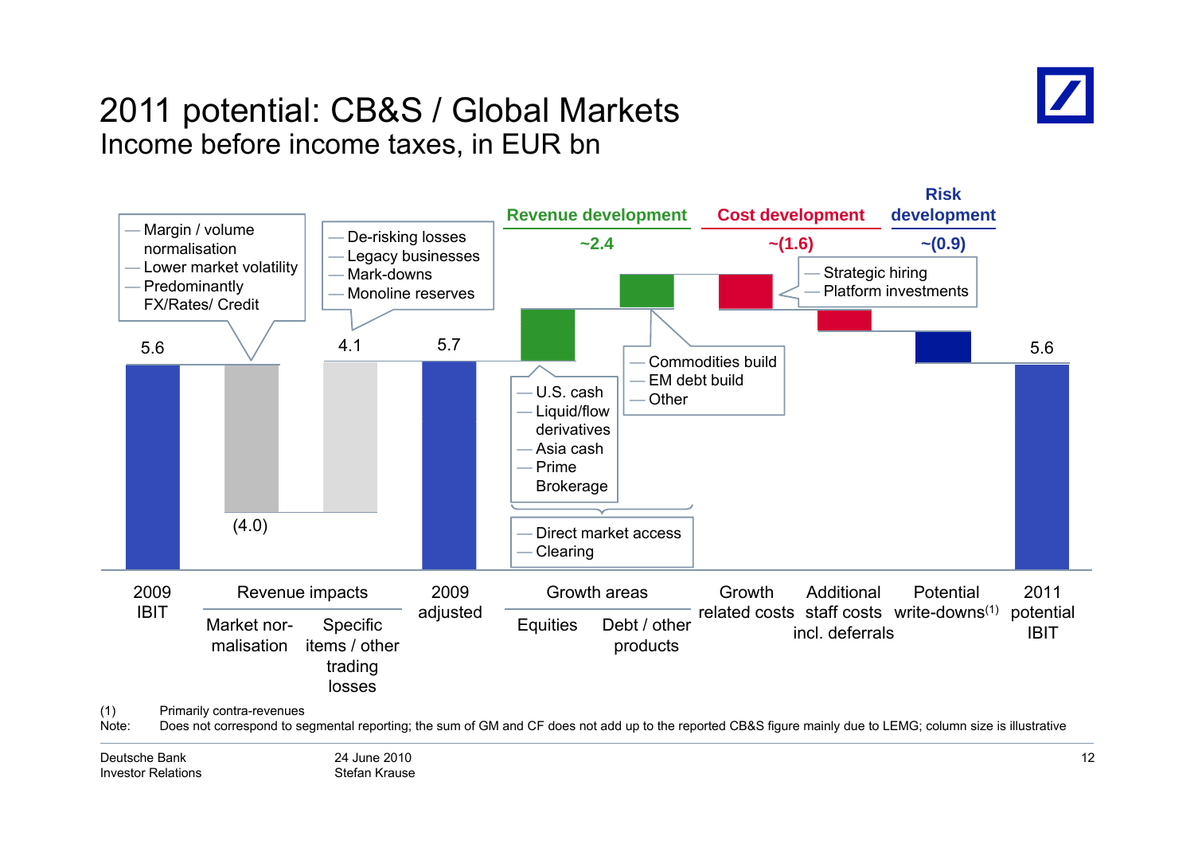# 2011 potential: CB&S / Global Markets

## Income before income taxes, in EUR bn

| | 2009 IBIT | Revenue impacts: Market normalisation | Revenue impacts: Specific items / other trading losses | 2009 adjusted | Growth areas: Equities | Growth areas: Debt / other products | Growth related costs | Additional staff costs incl. deferrals | Potential write-downs[1] | 2011 potential IBIT |
|---|---|---|---|---|---|---|---|---|---|---|
| Value | 5.6 | (4.0) | 4.1 | 5.7 | | | | | | 5.6 |

**Revenue development** ~2.4

**Cost development** ~(1.6)

**Risk development** ~(0.9)

Market normalisation:
- Margin / volume normalisation
- Lower market volatility
- Predominantly FX/Rates/ Credit

Specific items / other trading losses:
- De-risking losses
- Legacy businesses
- Mark-downs
- Monoline reserves

Equities:
- U.S. cash
- Liquid/flow derivatives
- Asia cash
- Prime Brokerage

Debt / other products:
- Commodities build
- EM debt build
- Other

Growth areas (Equities and Debt / other products):
- Direct market access
- Clearing

Growth related costs:
- Strategic hiring
- Platform investments

(1) Primarily contra-revenues

Note: Does not correspond to segmental reporting; the sum of GM and CF does not add up to the reported CB&S figure mainly due to LEMG; column size is illustrative

Deutsche Bank Investor Relations — 24 June 2010, Stefan Krause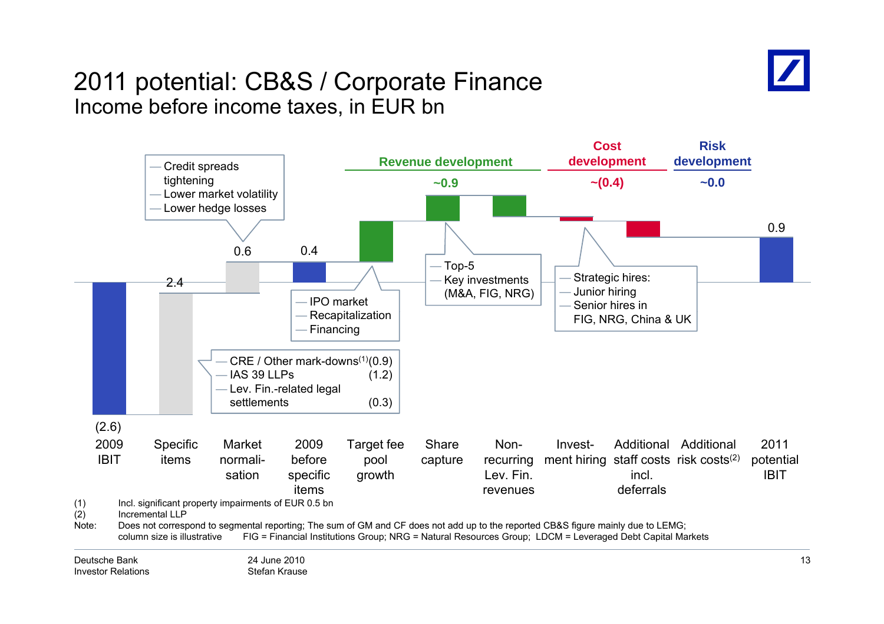# 2011 potential: CB&S / Corporate Finance

## Income before income taxes, in EUR bn

| | 2009 IBIT | Specific items | Market normalisation | 2009 before specific items | Target fee pool growth | Share capture | Non-recurring Lev. Fin. revenues | Investment hiring | Additional staff costs incl. deferrals | Additional risk costs[2] | 2011 potential IBIT |
|---|---|---|---|---|---|---|---|---|---|---|---|
| Value | (2.6) | 2.4 | 0.6 | 0.4 | | | | | | | 0.9 |

**Revenue development:** ~0.9

**Cost development:** ~(0.4)

**Risk development:** ~0.0

Specific items:
- CRE / Other mark-downs[1] (0.9)
- IAS 39 LLPs (1.2)
- Lev. Fin.-related legal settlements (0.3)

Market normalisation:
- Credit spreads tightening
- Lower market volatility
- Lower hedge losses

Target fee pool growth:
- IPO market
- Recapitalization
- Financing

Share capture:
- Top-5
- Key investments (M&A, FIG, NRG)

Investment hiring:
- Strategic hires:
- Junior hiring
- Senior hires in FIG, NRG, China & UK

(1) Incl. significant property impairments of EUR 0.5 bn

(2) Incremental LLP

Note: Does not correspond to segmental reporting; The sum of GM and CF does not add up to the reported CB&S figure mainly due to LEMG; column size is illustrative FIG = Financial Institutions Group; NRG = Natural Resources Group; LDCM = Leveraged Debt Capital Markets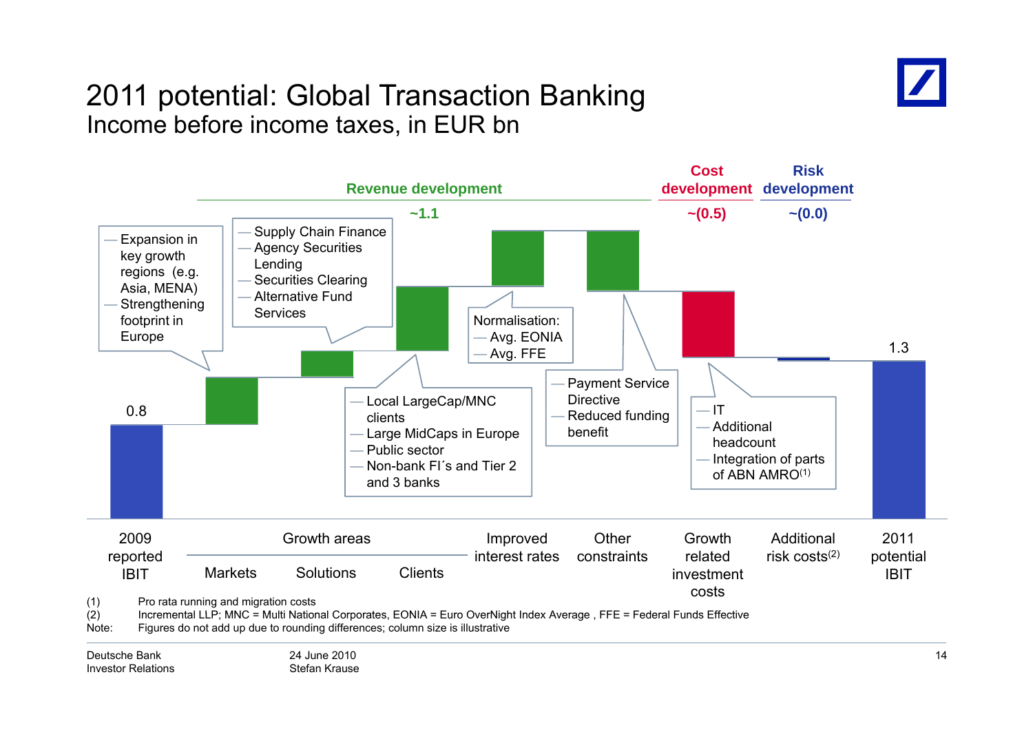# 2011 potential: Global Transaction Banking

## Income before income taxes, in EUR bn

**Revenue development** ~1.1

**Cost development** ~(0.5)

**Risk development** ~(0.0)

| | Value |
|---|---|
| 2009 reported IBIT | 0.8 |
| Growth areas – Markets | |
| Growth areas – Solutions | |
| Growth areas – Clients | |
| Improved interest rates | |
| Other constraints | |
| Growth related investment costs | |
| Additional risk costs(2) | |
| 2011 potential IBIT | 1.3 |

**Markets:**
- Expansion in key growth regions (e.g. Asia, MENA)
- Strengthening footprint in Europe

**Solutions:**
- Supply Chain Finance
- Agency Securities Lending
- Securities Clearing
- Alternative Fund Services

**Clients:**
- Local LargeCap/MNC clients
- Large MidCaps in Europe
- Public sector
- Non-bank FI´s and Tier 2 and 3 banks

**Improved interest rates** – Normalisation:
- Avg. EONIA
- Avg. FFE

**Other constraints:**
- Payment Service Directive
- Reduced funding benefit

**Growth related investment costs:**
- IT
- Additional headcount
- Integration of parts of ABN AMRO(1)

(1) Pro rata running and migration costs
(2) Incremental LLP; MNC = Multi National Corporates, EONIA = Euro OverNight Index Average , FFE = Federal Funds Effective
Note: Figures do not add up due to rounding differences; column size is illustrative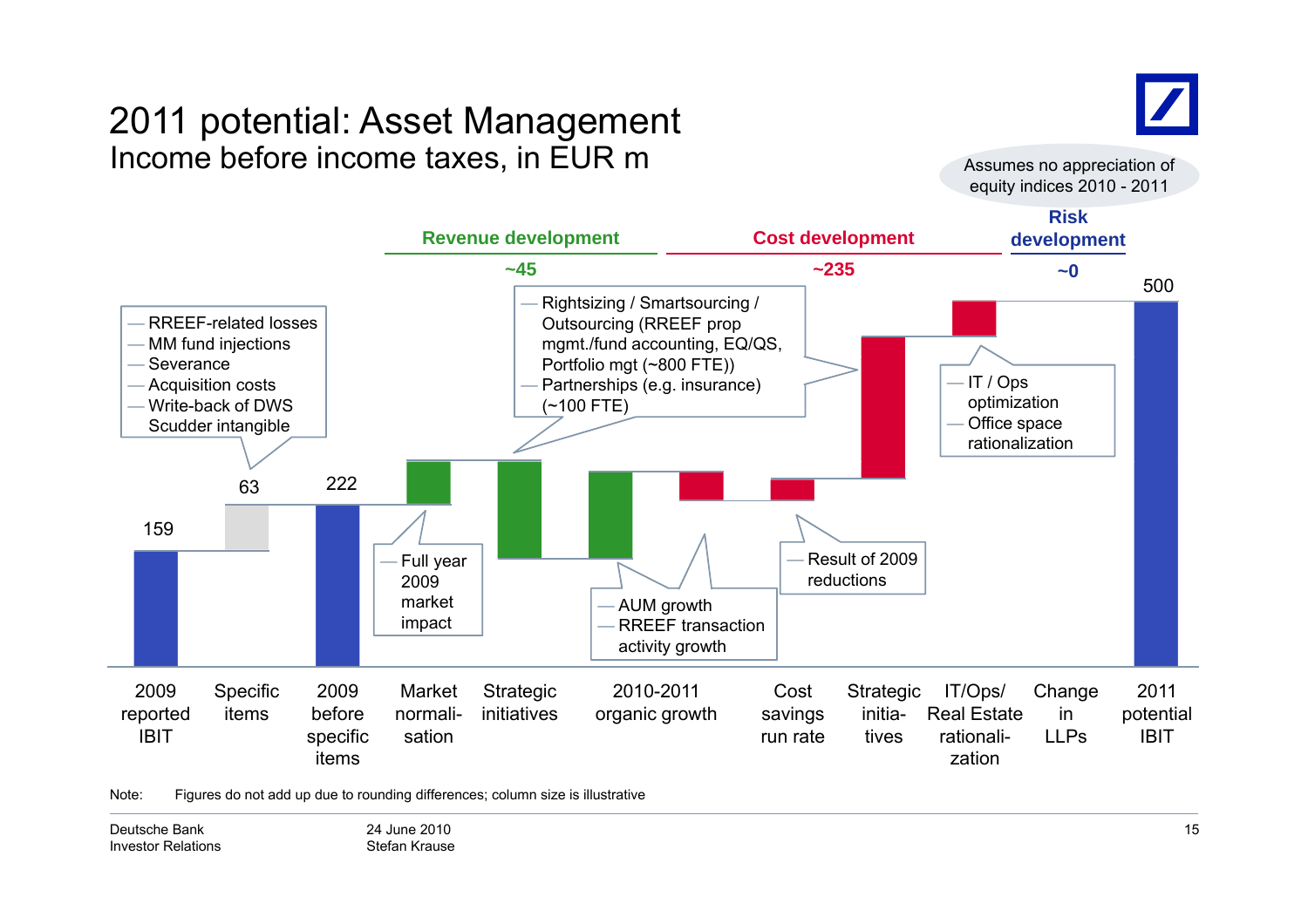# 2011 potential: Asset Management

## Income before income taxes, in EUR m

Assumes no appreciation of equity indices 2010 - 2011

**Revenue development** ~45

**Cost development** ~235

**Risk development** ~0

| 2009 reported IBIT | Specific items | 2009 before specific items | Market normalisation | Strategic initiatives | 2010-2011 organic growth | Cost savings run rate | Strategic initiatives | IT/Ops/ Real Estate rationalization | Change in LLPs | 2011 potential IBIT |
|---|---|---|---|---|---|---|---|---|---|---|
| 159 | 63 | 222 | | | | | | | | 500 |

Specific items:
- RREEF-related losses
- MM fund injections
- Severance
- Acquisition costs
- Write-back of DWS Scudder intangible

Market normalisation:
- Full year 2009 market impact

Strategic initiatives (revenue):
- Rightsizing / Smartsourcing / Outsourcing (RREEF prop mgmt./fund accounting, EQ/QS, Portfolio mgt (~800 FTE))
- Partnerships (e.g. insurance) (~100 FTE)

2010-2011 organic growth:
- AUM growth
- RREEF transaction activity growth

Cost savings run rate:
- Result of 2009 reductions

IT/Ops/Real Estate rationalization:
- IT / Ops optimization
- Office space rationalization

Note: Figures do not add up due to rounding differences; column size is illustrative

Deutsche Bank
Investor Relations

24 June 2010
Stefan Krause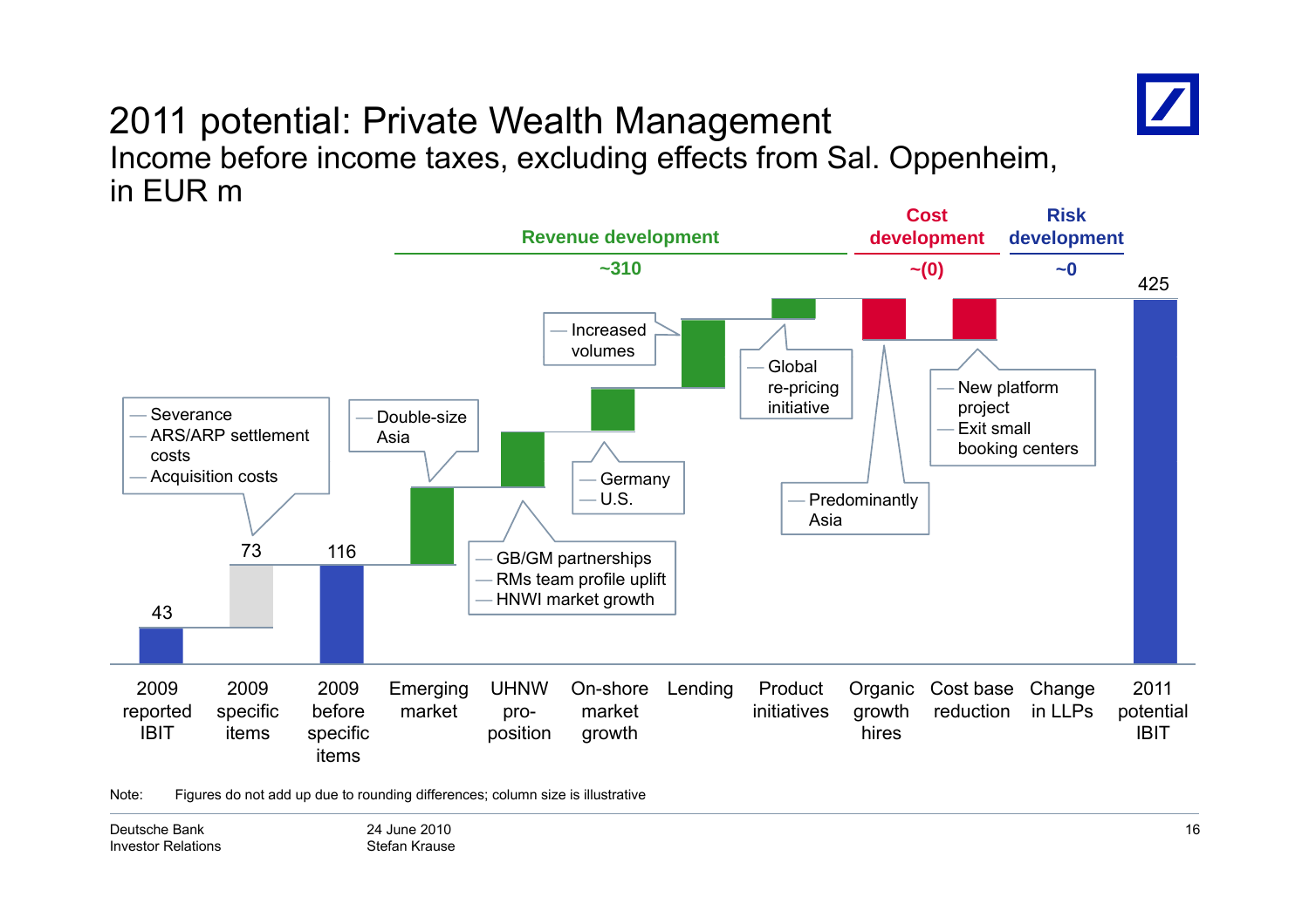# 2011 potential: Private Wealth Management

Income before income taxes, excluding effects from Sal. Oppenheim, in EUR m

| | Value |
|---|---|
| 2009 reported IBIT | 43 |
| 2009 specific items | 73 |
| 2009 before specific items | 116 |
| Revenue development (Emerging market, UHNW pro-position, On-shore market growth, Lending, Product initiatives) | ~310 |
| Cost development (Organic growth hires, Cost base reduction) | ~(0) |
| Risk development (Change in LLPs) | ~0 |
| 2011 potential IBIT | 425 |

**2009 specific items:**
- Severance
- ARS/ARP settlement costs
- Acquisition costs

**Emerging market:**
- Double-size Asia

**UHNW pro-position:**
- GB/GM partnerships
- RMs team profile uplift
- HNWI market growth

**On-shore market growth:**
- Germany
- U.S.

**Lending:**
- Increased volumes

**Product initiatives:**
- Global re-pricing initiative

**Organic growth hires:**
- Predominantly Asia

**Cost base reduction:**
- New platform project
- Exit small booking centers

Note: Figures do not add up due to rounding differences; column size is illustrative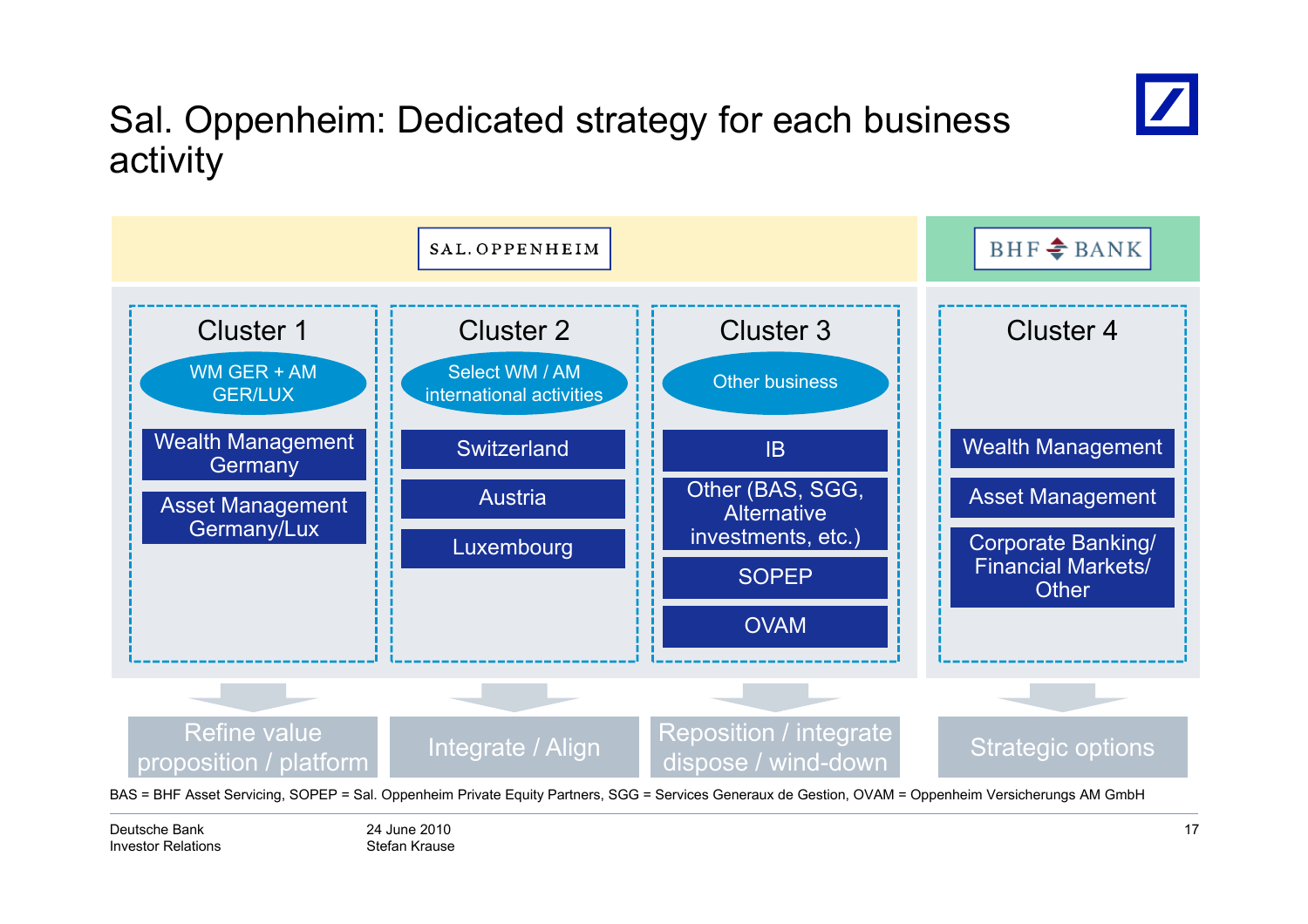# Sal. Oppenheim: Dedicated strategy for each business activity

| SAL. OPPENHEIM | | | BHF BANK |
|---|---|---|---|
| **Cluster 1** | **Cluster 2** | **Cluster 3** | **Cluster 4** |
| WM GER + AM GER/LUX | Select WM / AM international activities | Other business | |
| Wealth Management Germany | Switzerland | IB | Wealth Management |
| Asset Management Germany/Lux | Austria | Other (BAS, SGG, Alternative investments, etc.) | Asset Management |
| | Luxembourg | SOPEP | Corporate Banking/ Financial Markets/ Other |
| | | OVAM | |
| ↓ Refine value proposition / platform | ↓ Integrate / Align | ↓ Reposition / integrate dispose / wind-down | ↓ Strategic options |

BAS = BHF Asset Servicing, SOPEP = Sal. Oppenheim Private Equity Partners, SGG = Services Generaux de Gestion, OVAM = Oppenheim Versicherungs AM GmbH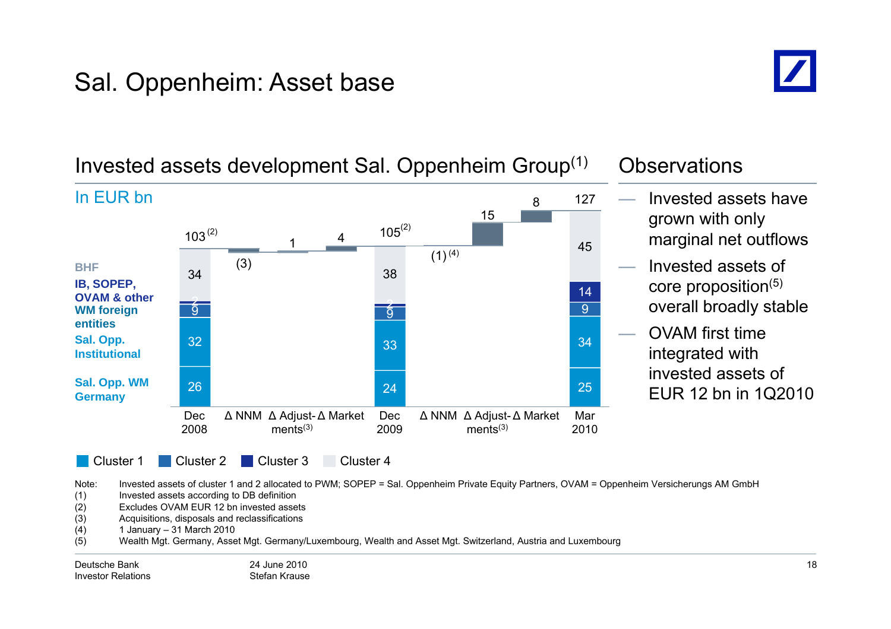# Sal. Oppenheim: Asset base

## Invested assets development Sal. Oppenheim Group[1]

In EUR bn

| | Dec 2008 | Δ NNM | Δ Adjust-ments[3] | Δ Market | Dec 2009 | Δ NNM | Δ Adjust-ments[3] | Δ Market | Mar 2010 |
|---|---|---|---|---|---|---|---|---|---|
| Total | 103[2] | (3) | 1 | 4 | 105[2] | (1)[4] | 15 | 8 | 127 |
| BHF | 34 | | | | 38 | | | | 45 |
| IB, SOPEP, OVAM & other | 2 | | | | 2 | | | | 14 |
| WM foreign entities | 9 | | | | 9 | | | | 9 |
| Sal. Opp. Institutional | 32 | | | | 33 | | | | 34 |
| Sal. Opp. WM Germany | 26 | | | | 24 | | | | 25 |

Cluster 1 | Cluster 2 | Cluster 3 | Cluster 4

## Observations

- Invested assets have grown with only marginal net outflows
- Invested assets of core proposition[5] overall broadly stable
- OVAM first time integrated with invested assets of EUR 12 bn in 1Q2010

Note: Invested assets of cluster 1 and 2 allocated to PWM; SOPEP = Sal. Oppenheim Private Equity Partners, OVAM = Oppenheim Versicherungs AM GmbH

(1) Invested assets according to DB definition
(2) Excludes OVAM EUR 12 bn invested assets
(3) Acquisitions, disposals and reclassifications
(4) 1 January – 31 March 2010
(5) Wealth Mgt. Germany, Asset Mgt. Germany/Luxembourg, Wealth and Asset Mgt. Switzerland, Austria and Luxembourg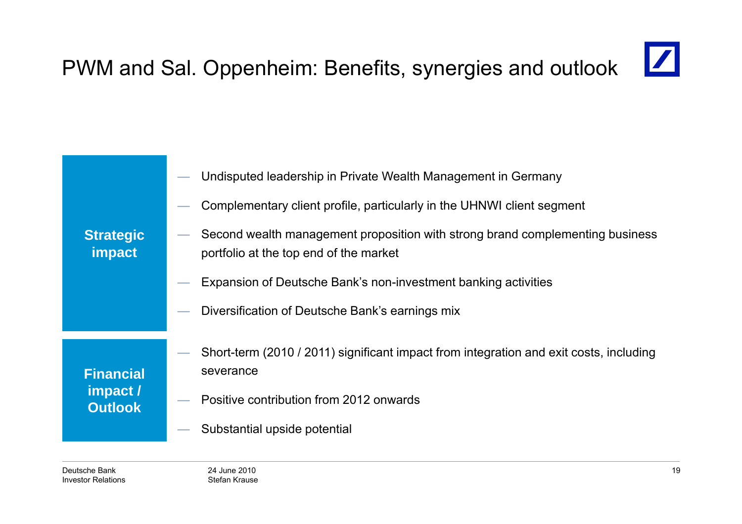# PWM and Sal. Oppenheim: Benefits, synergies and outlook

**Strategic impact**

- Undisputed leadership in Private Wealth Management in Germany
- Complementary client profile, particularly in the UHNWI client segment
- Second wealth management proposition with strong brand complementing business portfolio at the top end of the market
- Expansion of Deutsche Bank's non-investment banking activities
- Diversification of Deutsche Bank's earnings mix

**Financial impact / Outlook**

- Short-term (2010 / 2011) significant impact from integration and exit costs, including severance
- Positive contribution from 2012 onwards
- Substantial upside potential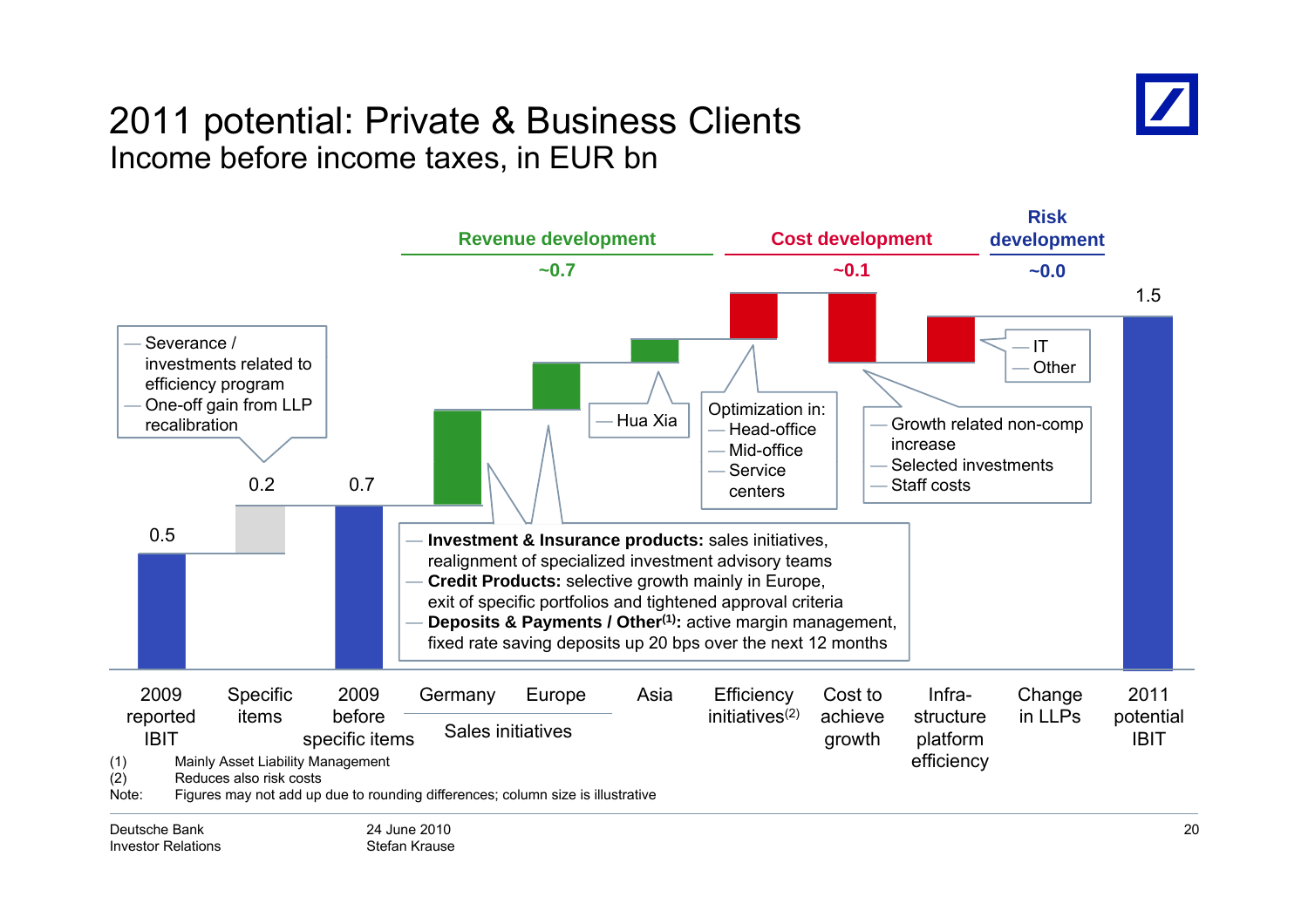# 2011 potential: Private & Business Clients

## Income before income taxes, in EUR bn

| | 2009 reported IBIT | Specific items | 2009 before specific items | Germany (Sales initiatives) | Europe (Sales initiatives) | Asia | Efficiency initiatives[2] | Cost to achieve growth | Infra-structure platform efficiency | Change in LLPs | 2011 potential IBIT |
|---|---|---|---|---|---|---|---|---|---|---|---|
| Value | 0.5 | 0.2 | 0.7 | | | | | | | | 1.5 |

**Revenue development:** ~0.7

**Cost development:** ~0.1

**Risk development:** ~0.0

Specific items:
- Severance / investments related to efficiency program
- One-off gain from LLP recalibration

Germany / Europe:
- **Investment & Insurance products:** sales initiatives, realignment of specialized investment advisory teams
- **Credit Products:** selective growth mainly in Europe, exit of specific portfolios and tightened approval criteria
- **Deposits & Payments / Other[1]:** active margin management, fixed rate saving deposits up 20 bps over the next 12 months

Asia:
- Hua Xia

Efficiency initiatives — Optimization in:
- Head-office
- Mid-office
- Service centers

Cost to achieve growth:
- Growth related non-comp increase
- Selected investments
- Staff costs

Infrastructure platform efficiency:
- IT
- Other

(1) Mainly Asset Liability Management
(2) Reduces also risk costs
Note: Figures may not add up due to rounding differences; column size is illustrative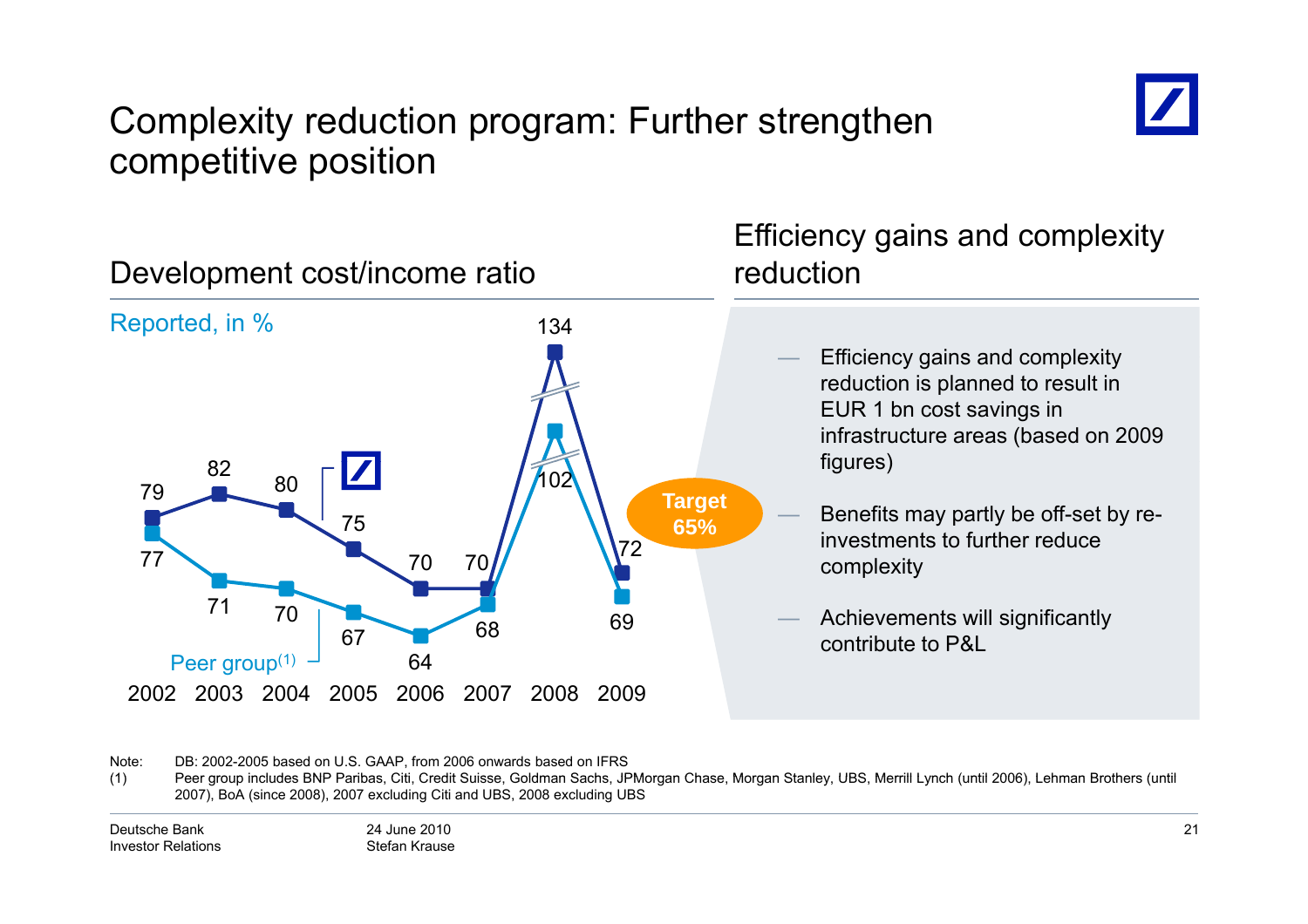# Complexity reduction program: Further strengthen competitive position

## Development cost/income ratio

Reported, in %

| | 2002 | 2003 | 2004 | 2005 | 2006 | 2007 | 2008 | 2009 |
|---|---|---|---|---|---|---|---|---|
| Deutsche Bank | 79 | 82 | 80 | 75 | 70 | 70 | 134 | 72 |
| Peer group(1) | 77 | 71 | 70 | 67 | 64 | 68 | 102 | 69 |

Target 65%

## Efficiency gains and complexity reduction

- Efficiency gains and complexity reduction is planned to result in EUR 1 bn cost savings in infrastructure areas (based on 2009 figures)
- Benefits may partly be off-set by re-investments to further reduce complexity
- Achievements will significantly contribute to P&L

Note: DB: 2002-2005 based on U.S. GAAP, from 2006 onwards based on IFRS

(1) Peer group includes BNP Paribas, Citi, Credit Suisse, Goldman Sachs, JPMorgan Chase, Morgan Stanley, UBS, Merrill Lynch (until 2006), Lehman Brothers (until 2007), BoA (since 2008), 2007 excluding Citi and UBS, 2008 excluding UBS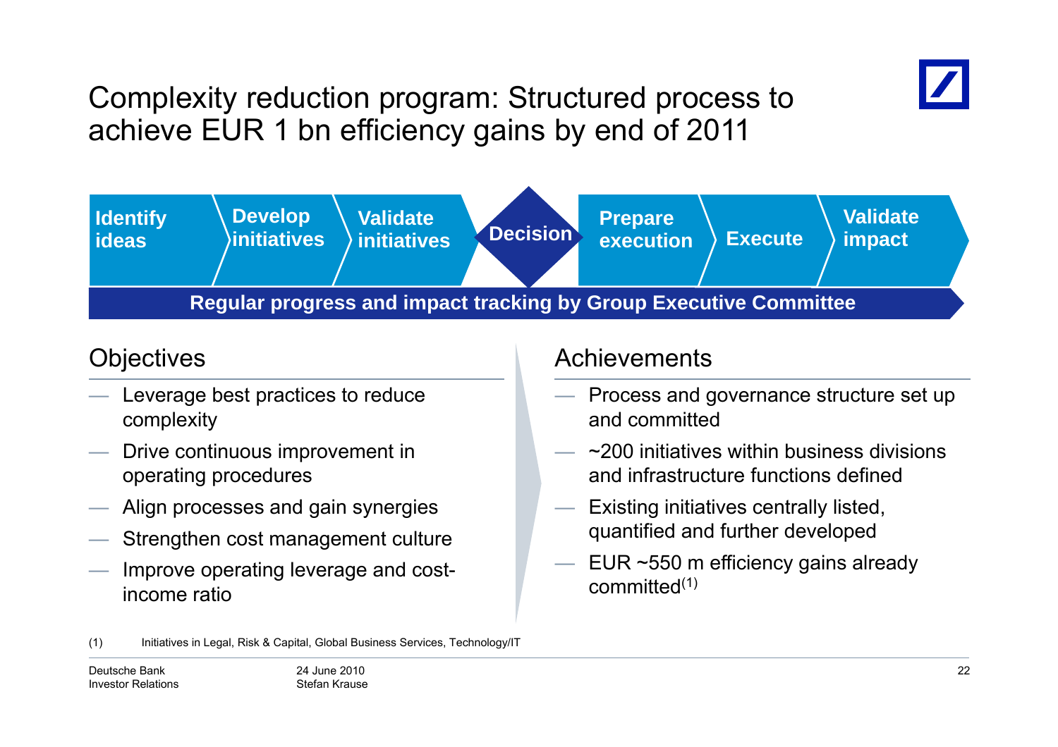# Complexity reduction program: Structured process to achieve EUR 1 bn efficiency gains by end of 2011

**Identify ideas** → **Develop initiatives** → **Validate initiatives** → **Decision** → **Prepare execution** → **Execute** → **Validate impact**

**Regular progress and impact tracking by Group Executive Committee**

## Objectives

- Leverage best practices to reduce complexity
- Drive continuous improvement in operating procedures
- Align processes and gain synergies
- Strengthen cost management culture
- Improve operating leverage and cost-income ratio

## Achievements

- Process and governance structure set up and committed
- ~200 initiatives within business divisions and infrastructure functions defined
- Existing initiatives centrally listed, quantified and further developed
- EUR ~550 m efficiency gains already committed(1)

(1) Initiatives in Legal, Risk & Capital, Global Business Services, Technology/IT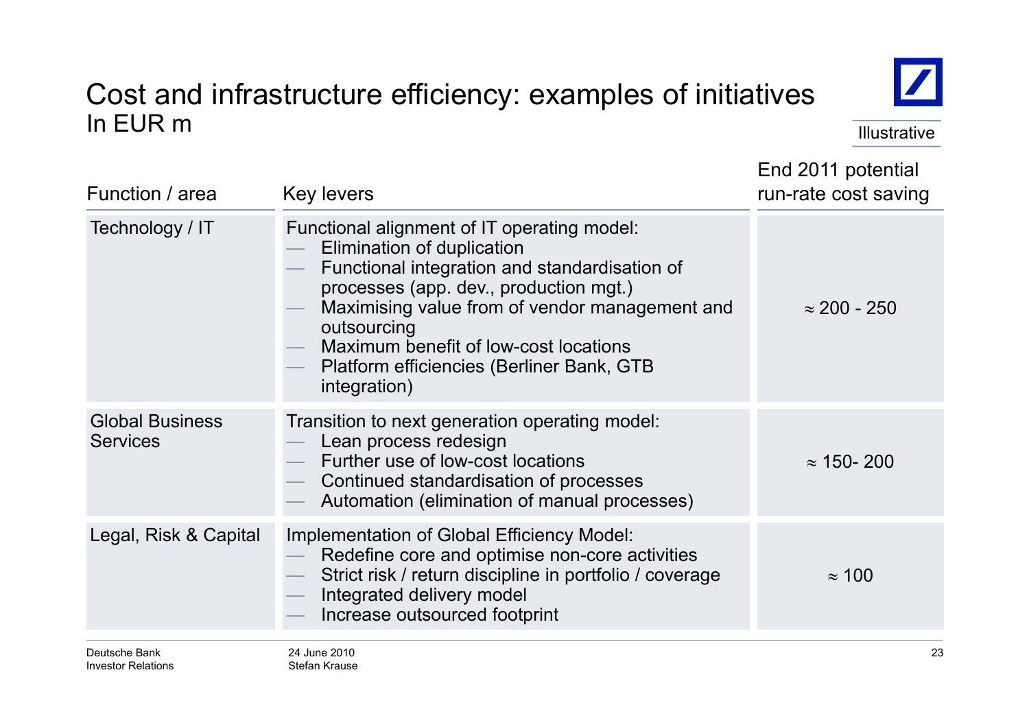# Cost and infrastructure efficiency: examples of initiatives

In EUR m

Illustrative

| Function / area | Key levers | End 2011 potential run-rate cost saving |
|---|---|---|
| Technology / IT | Functional alignment of IT operating model:<br>— Elimination of duplication<br>— Functional integration and standardisation of processes (app. dev., production mgt.)<br>— Maximising value from of vendor management and outsourcing<br>— Maximum benefit of low-cost locations<br>— Platform efficiencies (Berliner Bank, GTB integration) | ≈ 200 - 250 |
| Global Business Services | Transition to next generation operating model:<br>— Lean process redesign<br>— Further use of low-cost locations<br>— Continued standardisation of processes<br>— Automation (elimination of manual processes) | ≈ 150- 200 |
| Legal, Risk & Capital | Implementation of Global Efficiency Model:<br>— Redefine core and optimise non-core activities<br>— Strict risk / return discipline in portfolio / coverage<br>— Integrated delivery model<br>— Increase outsourced footprint | ≈ 100 |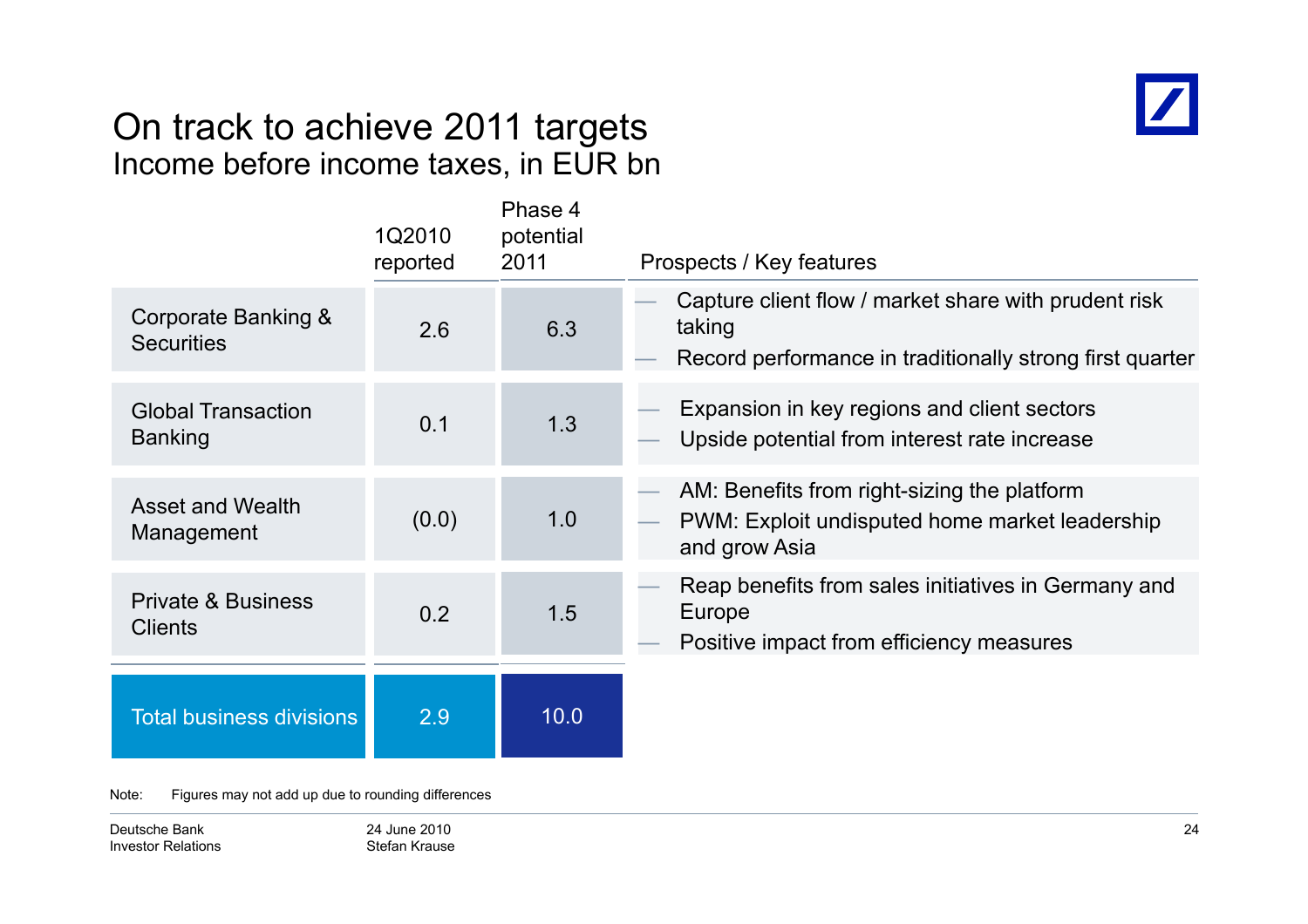# On track to achieve 2011 targets

## Income before income taxes, in EUR bn

| | 1Q2010 reported | Phase 4 potential 2011 | Prospects / Key features |
|---|---|---|---|
| Corporate Banking & Securities | 2.6 | 6.3 | — Capture client flow / market share with prudent risk taking<br>— Record performance in traditionally strong first quarter |
| Global Transaction Banking | 0.1 | 1.3 | — Expansion in key regions and client sectors<br>— Upside potential from interest rate increase |
| Asset and Wealth Management | (0.0) | 1.0 | — AM: Benefits from right-sizing the platform<br>— PWM: Exploit undisputed home market leadership and grow Asia |
| Private & Business Clients | 0.2 | 1.5 | — Reap benefits from sales initiatives in Germany and Europe<br>— Positive impact from efficiency measures |
| **Total business divisions** | **2.9** | **10.0** | |

Note: Figures may not add up due to rounding differences

Deutsche Bank Investor Relations — 24 June 2010, Stefan Krause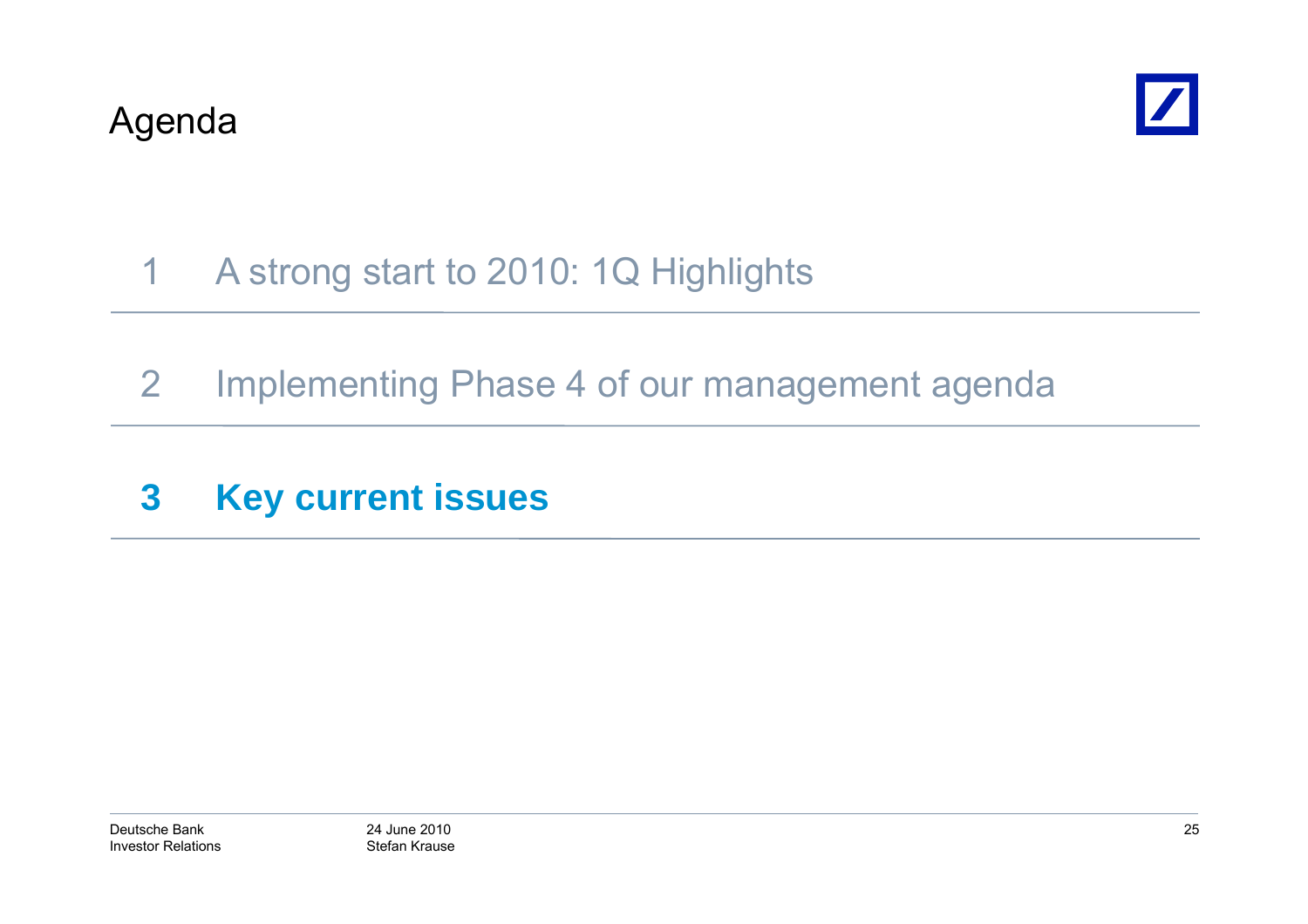# Agenda

1 A strong start to 2010: 1Q Highlights

2 Implementing Phase 4 of our management agenda

**3 Key current issues**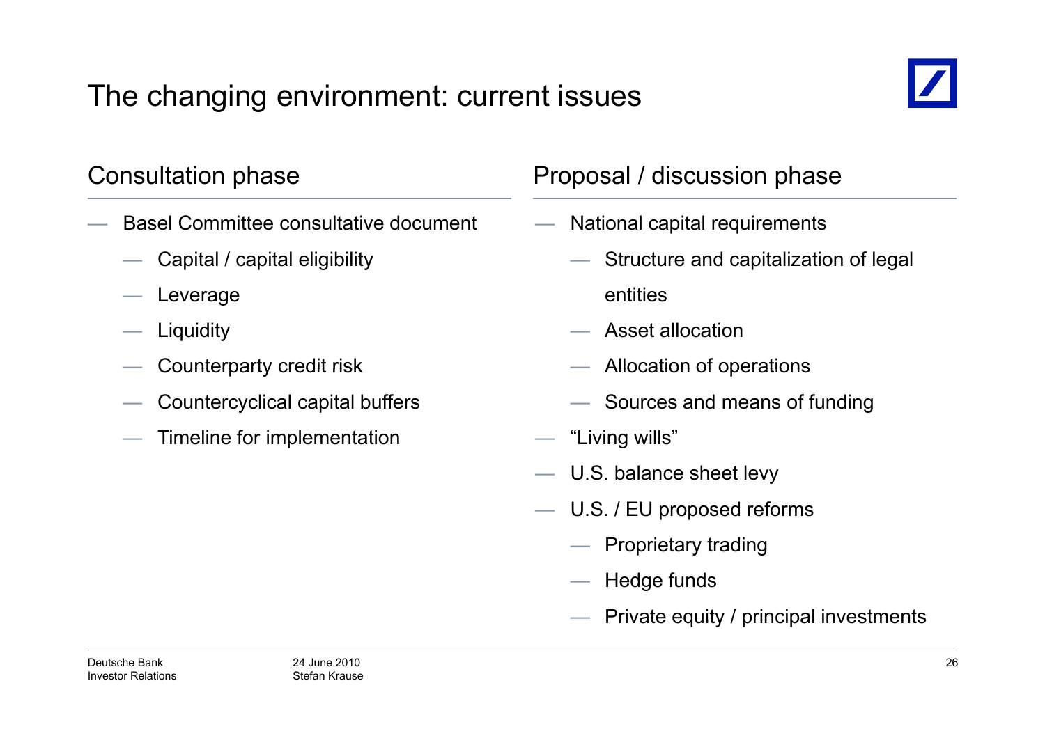# The changing environment: current issues

## Consultation phase

- Basel Committee consultative document
  - Capital / capital eligibility
  - Leverage
  - Liquidity
  - Counterparty credit risk
  - Countercyclical capital buffers
  - Timeline for implementation

## Proposal / discussion phase

- National capital requirements
  - Structure and capitalization of legal entities
  - Asset allocation
  - Allocation of operations
  - Sources and means of funding
- “Living wills”
- U.S. balance sheet levy
- U.S. / EU proposed reforms
  - Proprietary trading
  - Hedge funds
  - Private equity / principal investments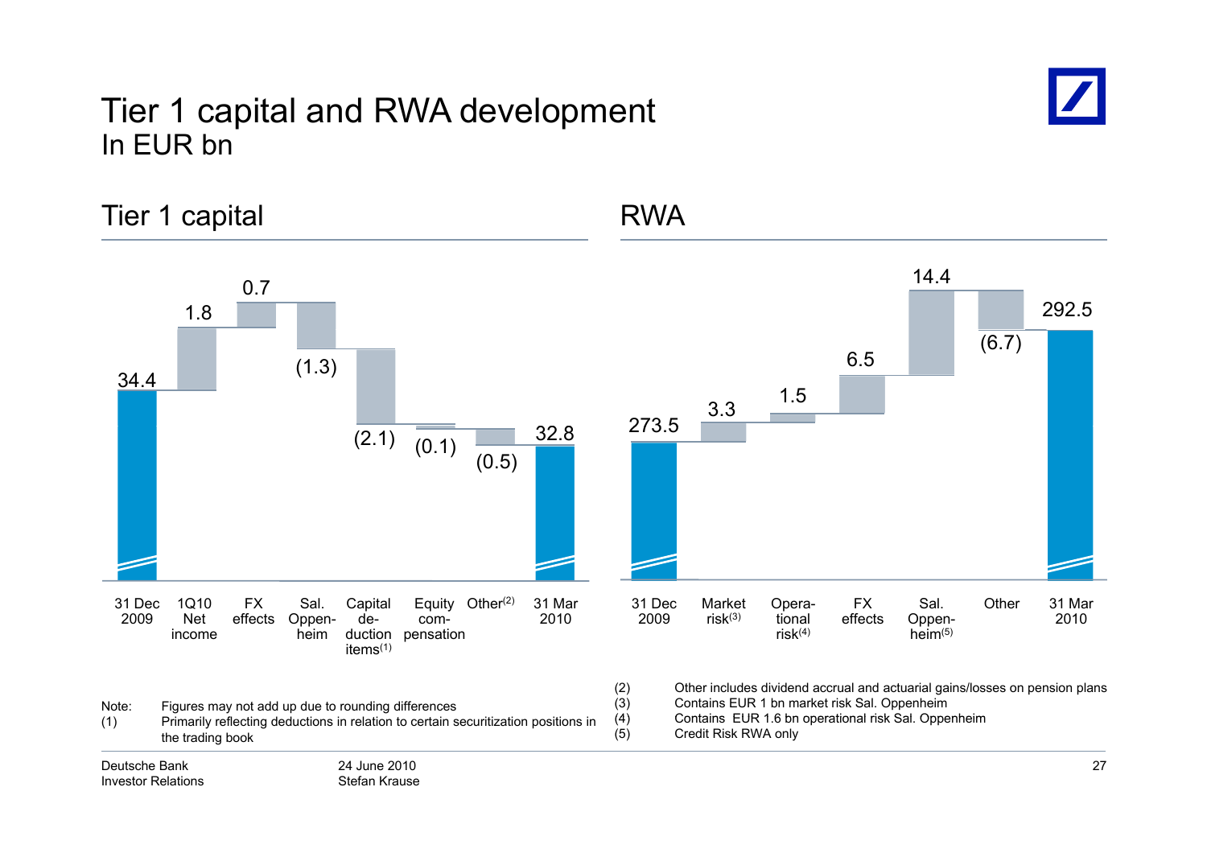# Tier 1 capital and RWA development
In EUR bn

## Tier 1 capital

| 31 Dec 2009 | 1Q10 Net income | FX effects | Sal. Oppenheim | Capital deduction items[1] | Equity compensation | Other[2] | 31 Mar 2010 |
|---|---|---|---|---|---|---|---|
| 34.4 | 1.8 | 0.7 | (1.3) | (2.1) | (0.1) | (0.5) | 32.8 |

## RWA

| 31 Dec 2009 | Market risk[3] | Operational risk[4] | FX effects | Sal. Oppenheim[5] | Other | 31 Mar 2010 |
|---|---|---|---|---|---|---|
| 273.5 | 3.3 | 1.5 | 6.5 | 14.4 | (6.7) | 292.5 |

Note: Figures may not add up due to rounding differences

(1) Primarily reflecting deductions in relation to certain securitization positions in the trading book

(2) Other includes dividend accrual and actuarial gains/losses on pension plans

(3) Contains EUR 1 bn market risk Sal. Oppenheim

(4) Contains EUR 1.6 bn operational risk Sal. Oppenheim

(5) Credit Risk RWA only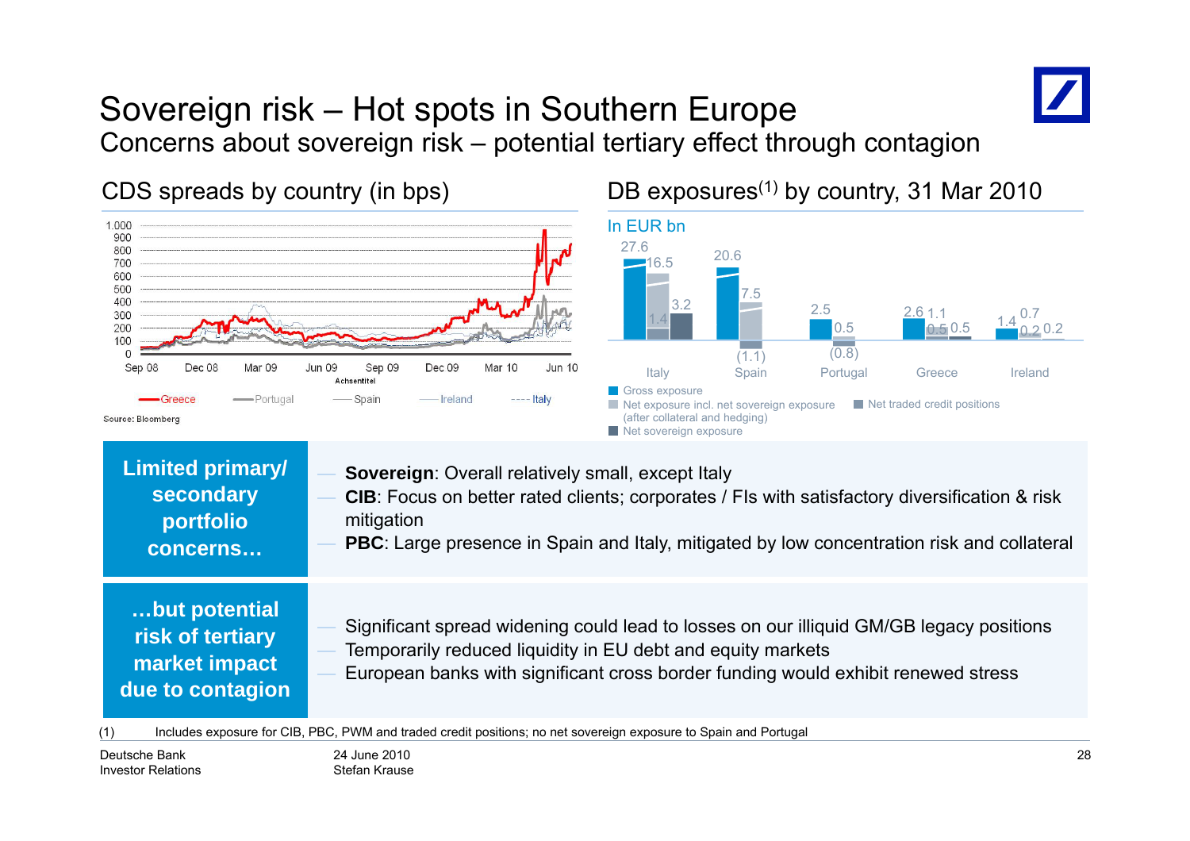# Sovereign risk – Hot spots in Southern Europe

## Concerns about sovereign risk – potential tertiary effect through contagion

### CDS spreads by country (in bps)

Greece, Portugal, Spain, Ireland, Italy

Source: Bloomberg

### DB exposures[(1)] by country, 31 Mar 2010

In EUR bn

| | Gross exposure | Net exposure incl. net sovereign exposure (after collateral and hedging) | Net sovereign exposure | Net traded credit positions |
|---|---|---|---|---|
| Italy | 27.6 | 16.5 | 1.4 | 3.2 |
| Spain | 20.6 | 7.5 | | (1.1) |
| Portugal | 2.5 | 0.5 | | (0.8) |
| Greece | 2.6 | 1.1 | 0.5 | 0.5 |
| Ireland | 1.4 | 0.7 | 0.2 | 0.2 |

**Limited primary/ secondary portfolio concerns…**

- **Sovereign**: Overall relatively small, except Italy
- **CIB**: Focus on better rated clients; corporates / FIs with satisfactory diversification & risk mitigation
- **PBC**: Large presence in Spain and Italy, mitigated by low concentration risk and collateral

**…but potential risk of tertiary market impact due to contagion**

- Significant spread widening could lead to losses on our illiquid GM/GB legacy positions
- Temporarily reduced liquidity in EU debt and equity markets
- European banks with significant cross border funding would exhibit renewed stress

(1) Includes exposure for CIB, PBC, PWM and traded credit positions; no net sovereign exposure to Spain and Portugal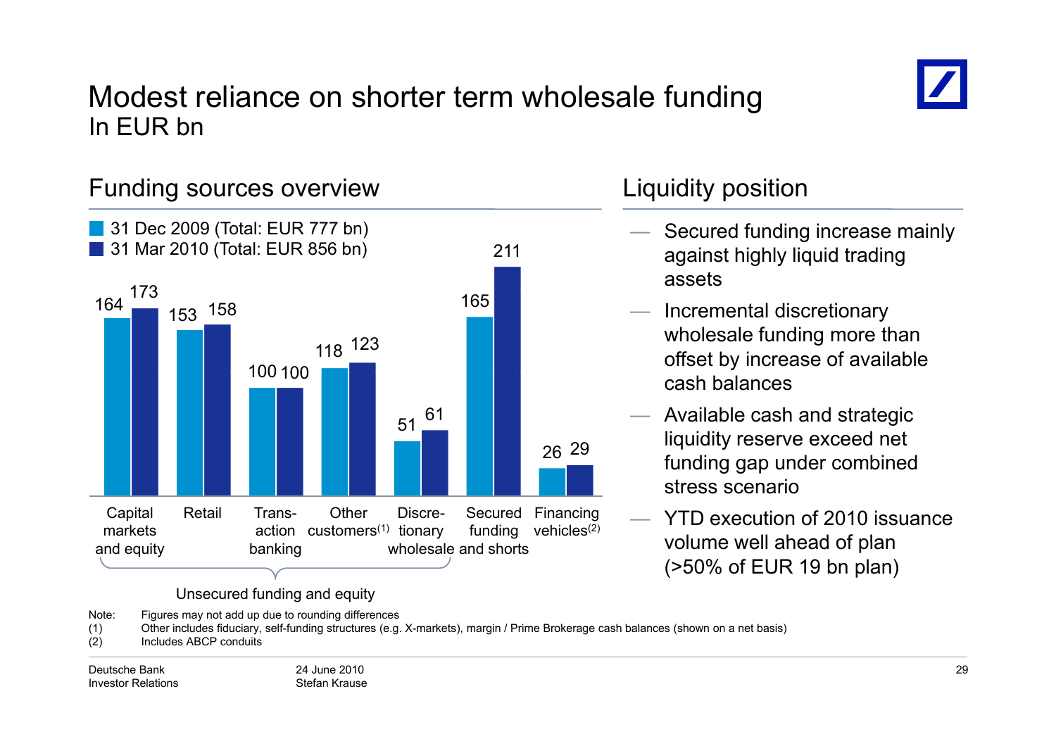# Modest reliance on shorter term wholesale funding

In EUR bn

## Funding sources overview

| | 31 Dec 2009 (Total: EUR 777 bn) | 31 Mar 2010 (Total: EUR 856 bn) |
|---|---|---|
| Capital markets and equity | 164 | 173 |
| Retail | 153 | 158 |
| Transaction banking | 100 | 100 |
| Other customers[1] | 118 | 123 |
| Discretionary wholesale | 51 | 61 |
| Secured funding and shorts | 165 | 211 |
| Financing vehicles[2] | 26 | 29 |

Unsecured funding and equity: Capital markets and equity, Retail, Transaction banking, Other customers, Discretionary wholesale

## Liquidity position

- Secured funding increase mainly against highly liquid trading assets
- Incremental discretionary wholesale funding more than offset by increase of available cash balances
- Available cash and strategic liquidity reserve exceed net funding gap under combined stress scenario
- YTD execution of 2010 issuance volume well ahead of plan (>50% of EUR 19 bn plan)

Note: Figures may not add up due to rounding differences

(1) Other includes fiduciary, self-funding structures (e.g. X-markets), margin / Prime Brokerage cash balances (shown on a net basis)

(2) Includes ABCP conduits

Deutsche Bank
Investor Relations

24 June 2010
Stefan Krause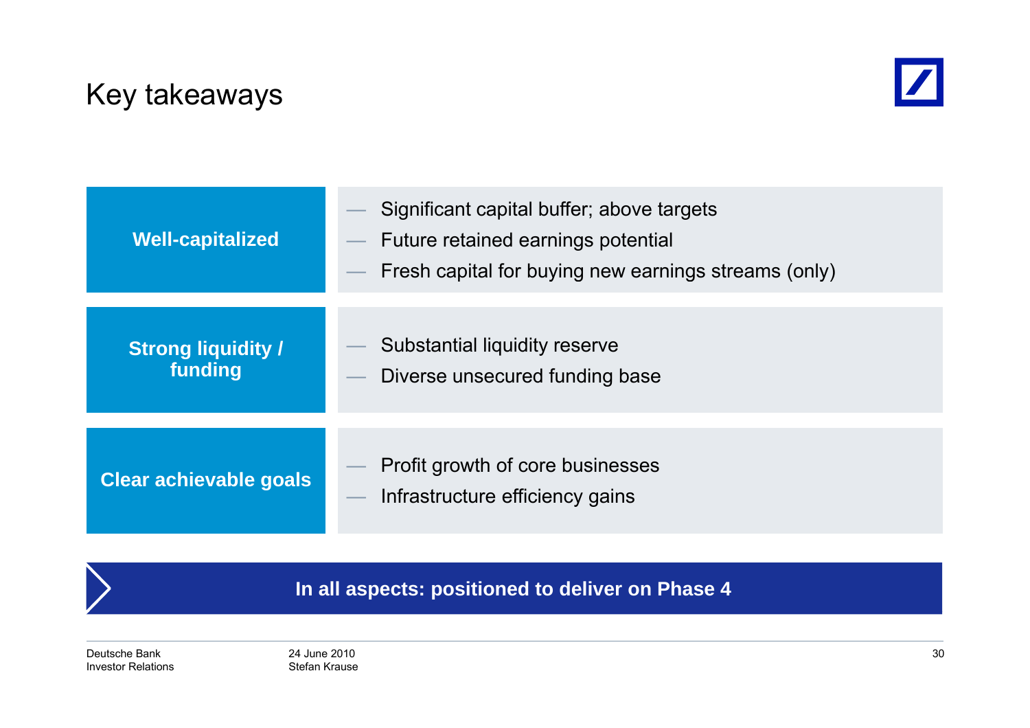# Key takeaways

**Well-capitalized**

- Significant capital buffer; above targets
- Future retained earnings potential
- Fresh capital for buying new earnings streams (only)

**Strong liquidity / funding**

- Substantial liquidity reserve
- Diverse unsecured funding base

**Clear achievable goals**

- Profit growth of core businesses
- Infrastructure efficiency gains

**In all aspects: positioned to deliver on Phase 4**

Deutsche Bank
Investor Relations

24 June 2010
Stefan Krause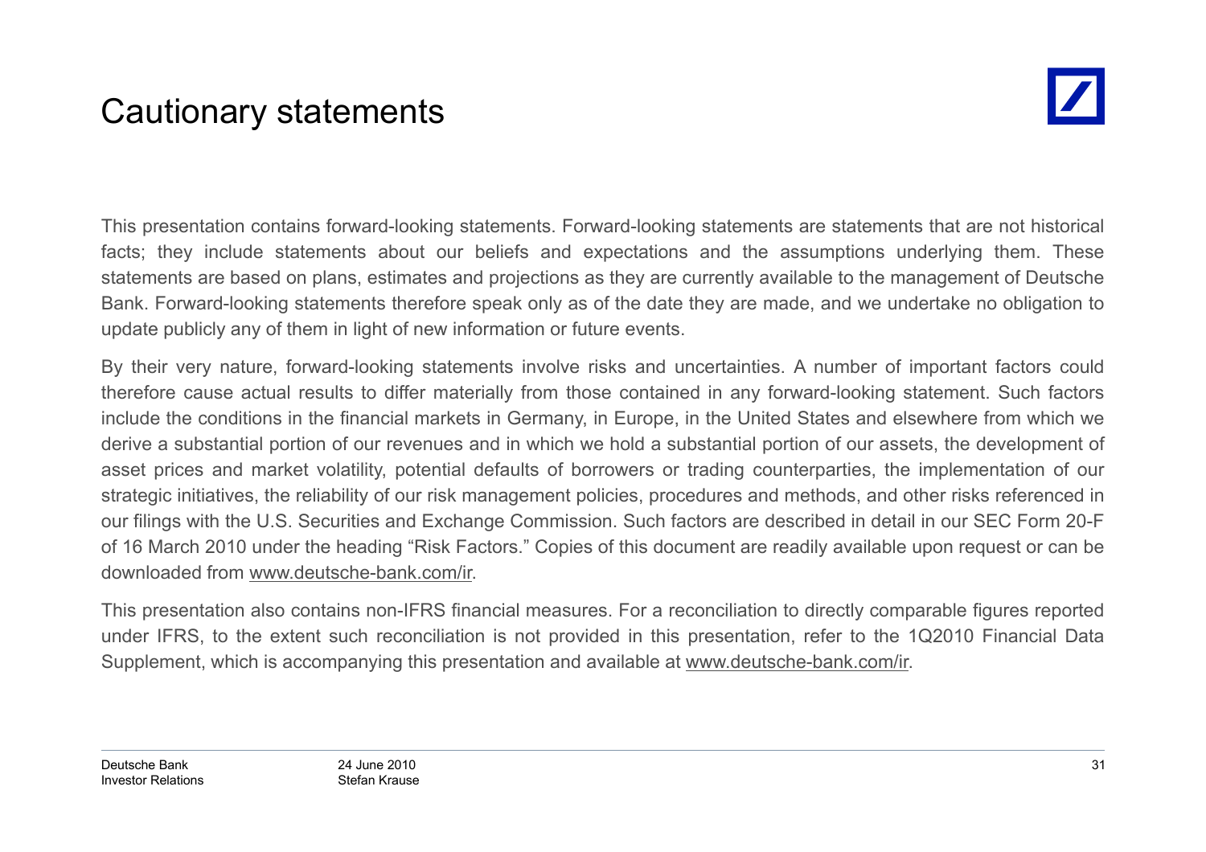# Cautionary statements

This presentation contains forward-looking statements. Forward-looking statements are statements that are not historical facts; they include statements about our beliefs and expectations and the assumptions underlying them. These statements are based on plans, estimates and projections as they are currently available to the management of Deutsche Bank. Forward-looking statements therefore speak only as of the date they are made, and we undertake no obligation to update publicly any of them in light of new information or future events.

By their very nature, forward-looking statements involve risks and uncertainties. A number of important factors could therefore cause actual results to differ materially from those contained in any forward-looking statement. Such factors include the conditions in the financial markets in Germany, in Europe, in the United States and elsewhere from which we derive a substantial portion of our revenues and in which we hold a substantial portion of our assets, the development of asset prices and market volatility, potential defaults of borrowers or trading counterparties, the implementation of our strategic initiatives, the reliability of our risk management policies, procedures and methods, and other risks referenced in our filings with the U.S. Securities and Exchange Commission. Such factors are described in detail in our SEC Form 20-F of 16 March 2010 under the heading "Risk Factors." Copies of this document are readily available upon request or can be downloaded from www.deutsche-bank.com/ir.

This presentation also contains non-IFRS financial measures. For a reconciliation to directly comparable figures reported under IFRS, to the extent such reconciliation is not provided in this presentation, refer to the 1Q2010 Financial Data Supplement, which is accompanying this presentation and available at www.deutsche-bank.com/ir.